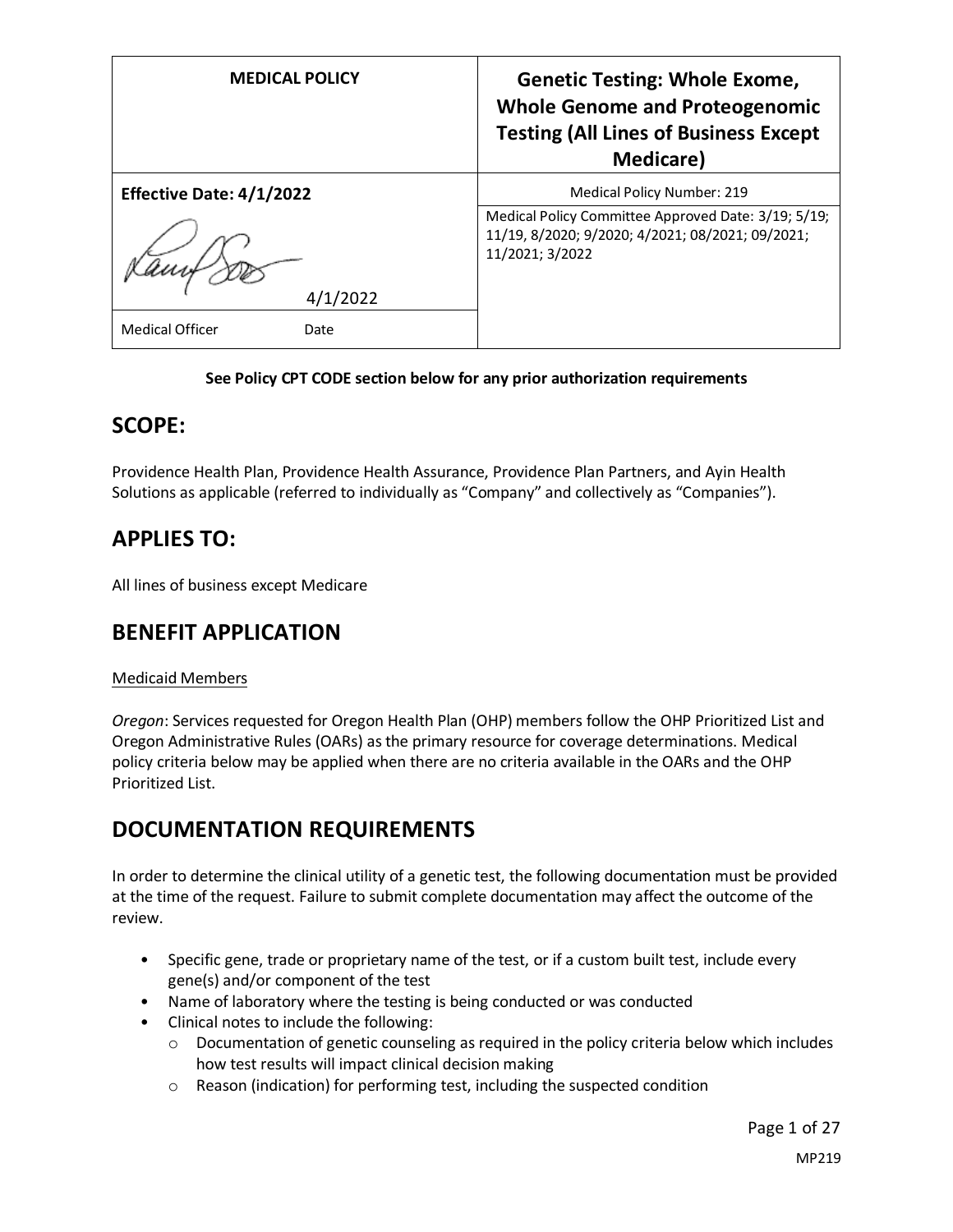| MEDICAL POLICY | Genetic Testing: Whole Exome, Whole Genome and Proteogenomic Testing (All Lines of Business Except Medicare) |
| --- | --- |
| **Effective Date: 4/1/2022** | Medical Policy Number: 219 |
| 4/1/2022 | Medical Policy Committee Approved Date: 3/19; 5/19; 11/19, 8/2020; 9/2020; 4/2021; 08/2021; 09/2021; 11/2021; 3/2022 |
| Medical Officer Date | |

**See Policy CPT CODE section below for any prior authorization requirements**

## SCOPE:

Providence Health Plan, Providence Health Assurance, Providence Plan Partners, and Ayin Health Solutions as applicable (referred to individually as "Company" and collectively as "Companies").

## APPLIES TO:

All lines of business except Medicare

## BENEFIT APPLICATION

Medicaid Members

*Oregon*: Services requested for Oregon Health Plan (OHP) members follow the OHP Prioritized List and Oregon Administrative Rules (OARs) as the primary resource for coverage determinations. Medical policy criteria below may be applied when there are no criteria available in the OARs and the OHP Prioritized List.

## DOCUMENTATION REQUIREMENTS

In order to determine the clinical utility of a genetic test, the following documentation must be provided at the time of the request. Failure to submit complete documentation may affect the outcome of the review.

- Specific gene, trade or proprietary name of the test, or if a custom built test, include every gene(s) and/or component of the test
- Name of laboratory where the testing is being conducted or was conducted
- Clinical notes to include the following:
  - Documentation of genetic counseling as required in the policy criteria below which includes how test results will impact clinical decision making
  - Reason (indication) for performing test, including the suspected condition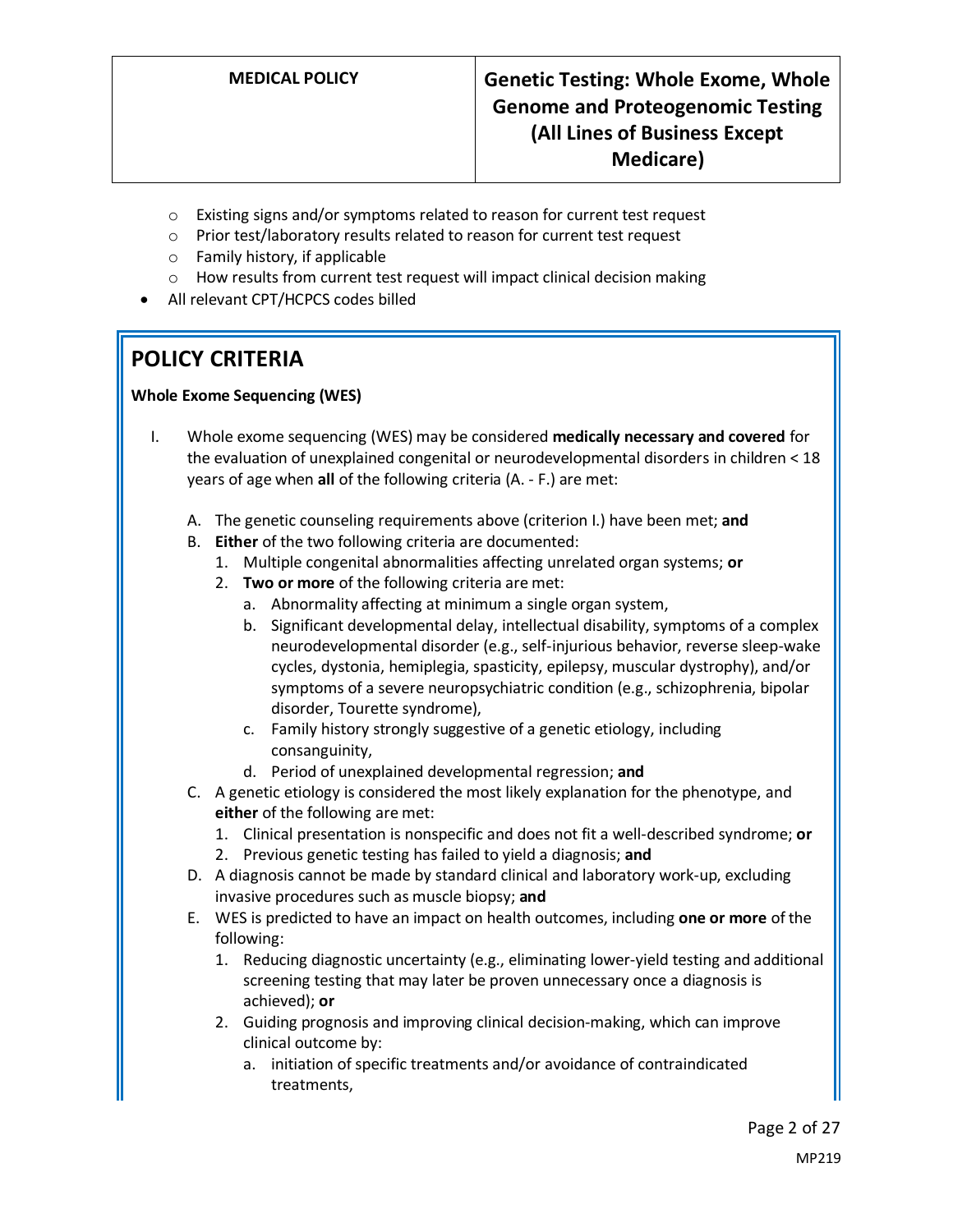- Existing signs and/or symptoms related to reason for current test request
    - Prior test/laboratory results related to reason for current test request
    - Family history, if applicable
    - How results from current test request will impact clinical decision making
- All relevant CPT/HCPCS codes billed

## POLICY CRITERIA

**Whole Exome Sequencing (WES)**

I. Whole exome sequencing (WES) may be considered **medically necessary and covered** for the evaluation of unexplained congenital or neurodevelopmental disorders in children < 18 years of age when **all** of the following criteria (A. - F.) are met:

   A. The genetic counseling requirements above (criterion I.) have been met; **and**
   B. **Either** of the two following criteria are documented:
      1. Multiple congenital abnormalities affecting unrelated organ systems; **or**
      2. **Two or more** of the following criteria are met:
         a. Abnormality affecting at minimum a single organ system,
         b. Significant developmental delay, intellectual disability, symptoms of a complex neurodevelopmental disorder (e.g., self-injurious behavior, reverse sleep-wake cycles, dystonia, hemiplegia, spasticity, epilepsy, muscular dystrophy), and/or symptoms of a severe neuropsychiatric condition (e.g., schizophrenia, bipolar disorder, Tourette syndrome),
         c. Family history strongly suggestive of a genetic etiology, including consanguinity,
         d. Period of unexplained developmental regression; **and**
   C. A genetic etiology is considered the most likely explanation for the phenotype, and **either** of the following are met:
      1. Clinical presentation is nonspecific and does not fit a well-described syndrome; **or**
      2. Previous genetic testing has failed to yield a diagnosis; **and**
   D. A diagnosis cannot be made by standard clinical and laboratory work-up, excluding invasive procedures such as muscle biopsy; **and**
   E. WES is predicted to have an impact on health outcomes, including **one or more** of the following:
      1. Reducing diagnostic uncertainty (e.g., eliminating lower-yield testing and additional screening testing that may later be proven unnecessary once a diagnosis is achieved); **or**
      2. Guiding prognosis and improving clinical decision-making, which can improve clinical outcome by:
         a. initiation of specific treatments and/or avoidance of contraindicated treatments,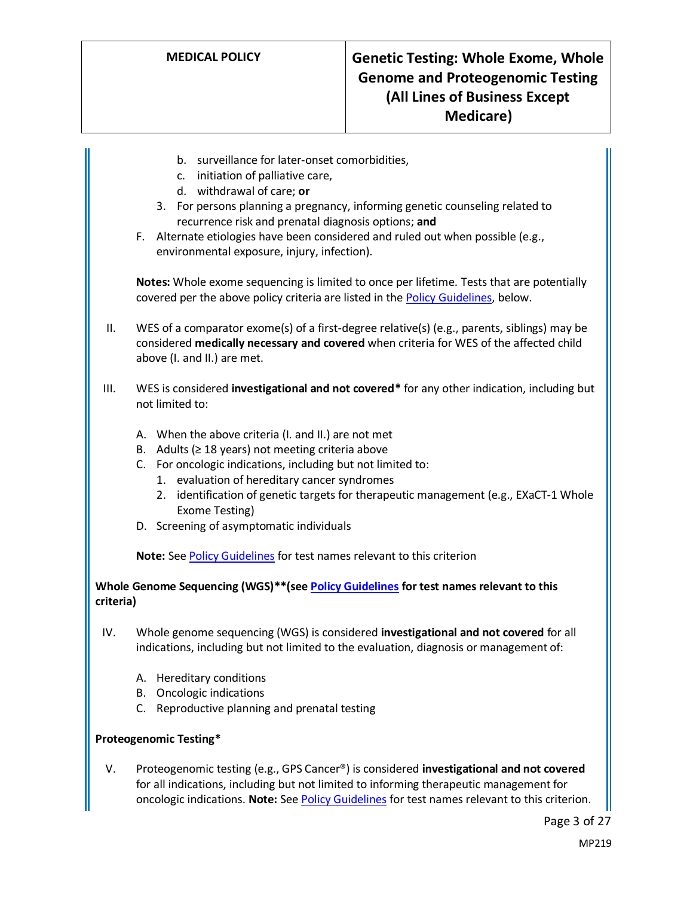b. surveillance for later-onset comorbidities,
      c. initiation of palliative care,
      d. withdrawal of care; **or**
   3. For persons planning a pregnancy, informing genetic counseling related to recurrence risk and prenatal diagnosis options; **and**

F. Alternate etiologies have been considered and ruled out when possible (e.g., environmental exposure, injury, infection).

**Notes:** Whole exome sequencing is limited to once per lifetime. Tests that are potentially covered per the above policy criteria are listed in the Policy Guidelines, below.

II. WES of a comparator exome(s) of a first-degree relative(s) (e.g., parents, siblings) may be considered **medically necessary and covered** when criteria for WES of the affected child above (I. and II.) are met.

III. WES is considered **investigational and not covered*** for any other indication, including but not limited to:

   A. When the above criteria (I. and II.) are not met
   B. Adults (≥ 18 years) not meeting criteria above
   C. For oncologic indications, including but not limited to:
      1. evaluation of hereditary cancer syndromes
      2. identification of genetic targets for therapeutic management (e.g., EXaCT-1 Whole Exome Testing)
   D. Screening of asymptomatic individuals

   **Note:** See Policy Guidelines for test names relevant to this criterion

**Whole Genome Sequencing (WGS)**(see Policy Guidelines for test names relevant to this criteria)**

IV. Whole genome sequencing (WGS) is considered **investigational and not covered** for all indications, including but not limited to the evaluation, diagnosis or management of:

   A. Hereditary conditions
   B. Oncologic indications
   C. Reproductive planning and prenatal testing

**Proteogenomic Testing***

V. Proteogenomic testing (e.g., GPS Cancer®) is considered **investigational and not covered** for all indications, including but not limited to informing therapeutic management for oncologic indications. **Note:** See Policy Guidelines for test names relevant to this criterion.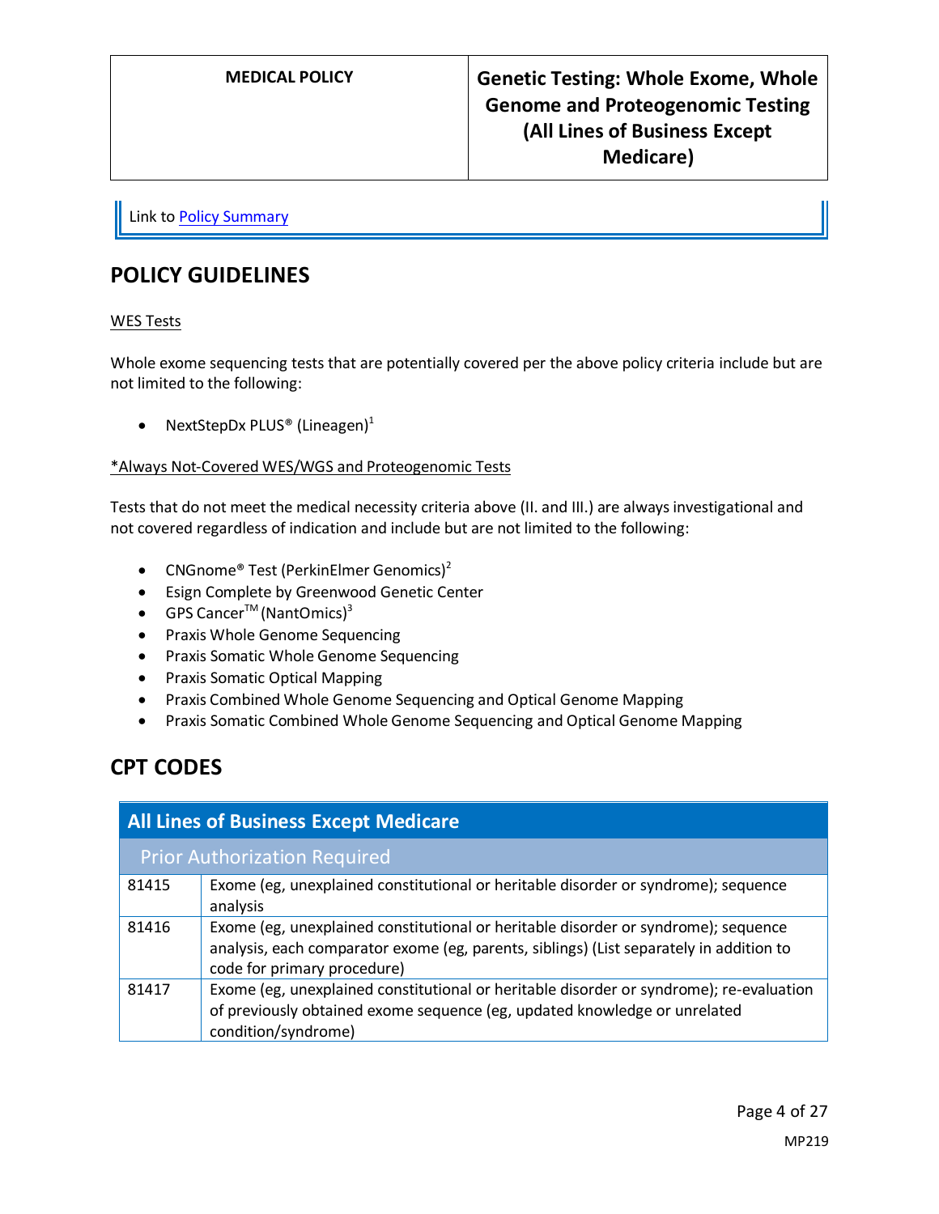Link to Policy Summary

## POLICY GUIDELINES

WES Tests

Whole exome sequencing tests that are potentially covered per the above policy criteria include but are not limited to the following:

- NextStepDx PLUS® (Lineagen)[1]

*Always Not-Covered WES/WGS and Proteogenomic Tests

Tests that do not meet the medical necessity criteria above (II. and III.) are always investigational and not covered regardless of indication and include but are not limited to the following:

- CNGnome® Test (PerkinElmer Genomics)[2]
- Esign Complete by Greenwood Genetic Center
- GPS Cancer™ (NantOmics)[3]
- Praxis Whole Genome Sequencing
- Praxis Somatic Whole Genome Sequencing
- Praxis Somatic Optical Mapping
- Praxis Combined Whole Genome Sequencing and Optical Genome Mapping
- Praxis Somatic Combined Whole Genome Sequencing and Optical Genome Mapping

## CPT CODES

| All Lines of Business Except Medicare | |
|---|---|
| **Prior Authorization Required** | |
| 81415 | Exome (eg, unexplained constitutional or heritable disorder or syndrome); sequence analysis |
| 81416 | Exome (eg, unexplained constitutional or heritable disorder or syndrome); sequence analysis, each comparator exome (eg, parents, siblings) (List separately in addition to code for primary procedure) |
| 81417 | Exome (eg, unexplained constitutional or heritable disorder or syndrome); re-evaluation of previously obtained exome sequence (eg, updated knowledge or unrelated condition/syndrome) |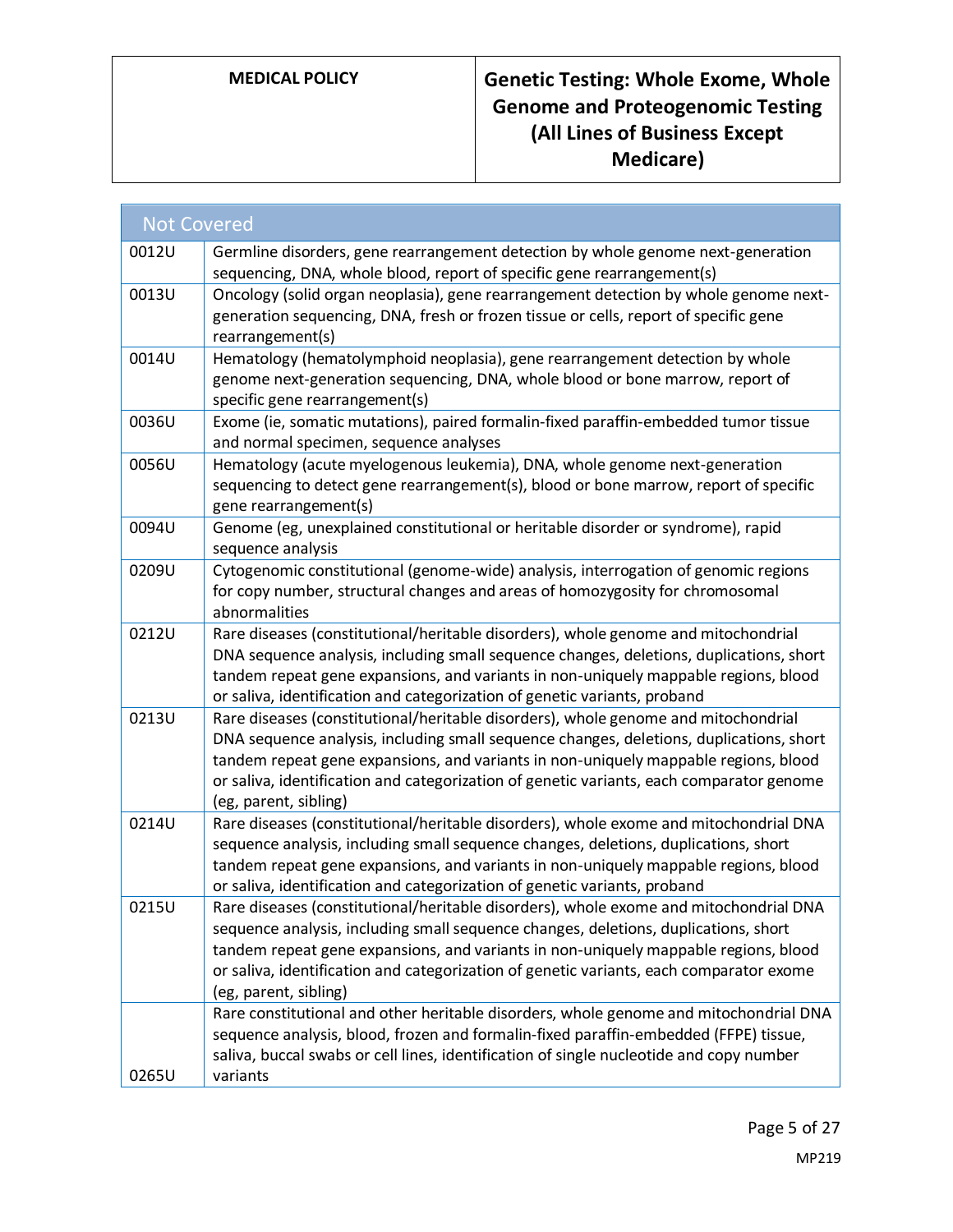| Not Covered | |
|---|---|
| 0012U | Germline disorders, gene rearrangement detection by whole genome next-generation sequencing, DNA, whole blood, report of specific gene rearrangement(s) |
| 0013U | Oncology (solid organ neoplasia), gene rearrangement detection by whole genome next-generation sequencing, DNA, fresh or frozen tissue or cells, report of specific gene rearrangement(s) |
| 0014U | Hematology (hematolymphoid neoplasia), gene rearrangement detection by whole genome next-generation sequencing, DNA, whole blood or bone marrow, report of specific gene rearrangement(s) |
| 0036U | Exome (ie, somatic mutations), paired formalin-fixed paraffin-embedded tumor tissue and normal specimen, sequence analyses |
| 0056U | Hematology (acute myelogenous leukemia), DNA, whole genome next-generation sequencing to detect gene rearrangement(s), blood or bone marrow, report of specific gene rearrangement(s) |
| 0094U | Genome (eg, unexplained constitutional or heritable disorder or syndrome), rapid sequence analysis |
| 0209U | Cytogenomic constitutional (genome-wide) analysis, interrogation of genomic regions for copy number, structural changes and areas of homozygosity for chromosomal abnormalities |
| 0212U | Rare diseases (constitutional/heritable disorders), whole genome and mitochondrial DNA sequence analysis, including small sequence changes, deletions, duplications, short tandem repeat gene expansions, and variants in non-uniquely mappable regions, blood or saliva, identification and categorization of genetic variants, proband |
| 0213U | Rare diseases (constitutional/heritable disorders), whole genome and mitochondrial DNA sequence analysis, including small sequence changes, deletions, duplications, short tandem repeat gene expansions, and variants in non-uniquely mappable regions, blood or saliva, identification and categorization of genetic variants, each comparator genome (eg, parent, sibling) |
| 0214U | Rare diseases (constitutional/heritable disorders), whole exome and mitochondrial DNA sequence analysis, including small sequence changes, deletions, duplications, short tandem repeat gene expansions, and variants in non-uniquely mappable regions, blood or saliva, identification and categorization of genetic variants, proband |
| 0215U | Rare diseases (constitutional/heritable disorders), whole exome and mitochondrial DNA sequence analysis, including small sequence changes, deletions, duplications, short tandem repeat gene expansions, and variants in non-uniquely mappable regions, blood or saliva, identification and categorization of genetic variants, each comparator exome (eg, parent, sibling) |
| 0265U | Rare constitutional and other heritable disorders, whole genome and mitochondrial DNA sequence analysis, blood, frozen and formalin-fixed paraffin-embedded (FFPE) tissue, saliva, buccal swabs or cell lines, identification of single nucleotide and copy number variants |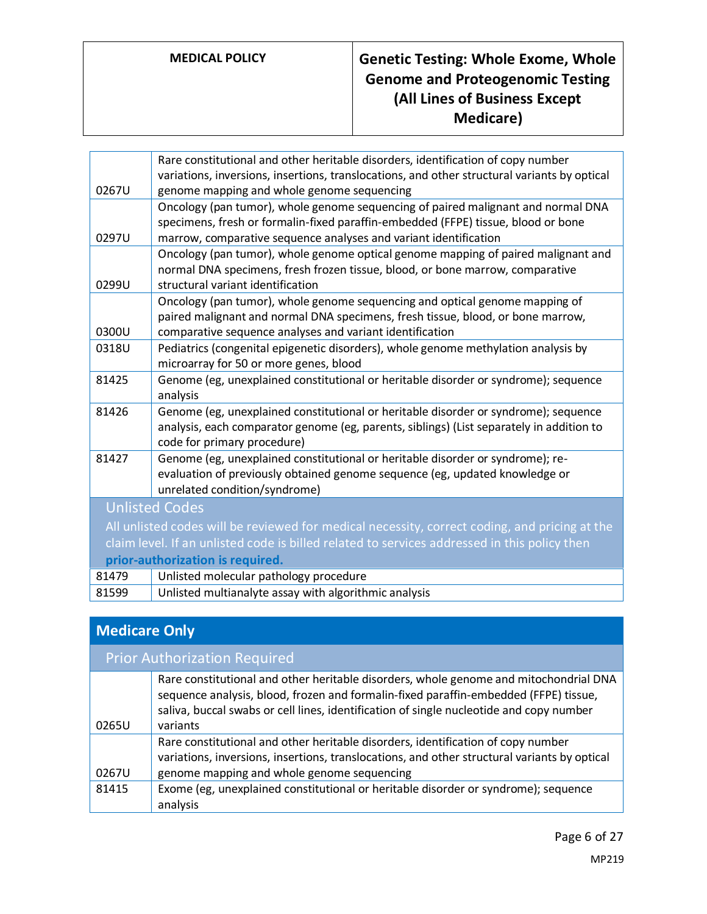| | |
|---|---|
| 0267U | Rare constitutional and other heritable disorders, identification of copy number variations, inversions, insertions, translocations, and other structural variants by optical genome mapping and whole genome sequencing |
| 0297U | Oncology (pan tumor), whole genome sequencing of paired malignant and normal DNA specimens, fresh or formalin-fixed paraffin-embedded (FFPE) tissue, blood or bone marrow, comparative sequence analyses and variant identification |
| 0299U | Oncology (pan tumor), whole genome optical genome mapping of paired malignant and normal DNA specimens, fresh frozen tissue, blood, or bone marrow, comparative structural variant identification |
| 0300U | Oncology (pan tumor), whole genome sequencing and optical genome mapping of paired malignant and normal DNA specimens, fresh tissue, blood, or bone marrow, comparative sequence analyses and variant identification |
| 0318U | Pediatrics (congenital epigenetic disorders), whole genome methylation analysis by microarray for 50 or more genes, blood |
| 81425 | Genome (eg, unexplained constitutional or heritable disorder or syndrome); sequence analysis |
| 81426 | Genome (eg, unexplained constitutional or heritable disorder or syndrome); sequence analysis, each comparator genome (eg, parents, siblings) (List separately in addition to code for primary procedure) |
| 81427 | Genome (eg, unexplained constitutional or heritable disorder or syndrome); re-evaluation of previously obtained genome sequence (eg, updated knowledge or unrelated condition/syndrome) |

**Unlisted Codes**

All unlisted codes will be reviewed for medical necessity, correct coding, and pricing at the claim level. If an unlisted code is billed related to services addressed in this policy then **prior-authorization is required.**

| | |
|---|---|
| 81479 | Unlisted molecular pathology procedure |
| 81599 | Unlisted multianalyte assay with algorithmic analysis |

## Medicare Only

**Prior Authorization Required**

| | |
|---|---|
| 0265U | Rare constitutional and other heritable disorders, whole genome and mitochondrial DNA sequence analysis, blood, frozen and formalin-fixed paraffin-embedded (FFPE) tissue, saliva, buccal swabs or cell lines, identification of single nucleotide and copy number variants |
| 0267U | Rare constitutional and other heritable disorders, identification of copy number variations, inversions, insertions, translocations, and other structural variants by optical genome mapping and whole genome sequencing |
| 81415 | Exome (eg, unexplained constitutional or heritable disorder or syndrome); sequence analysis |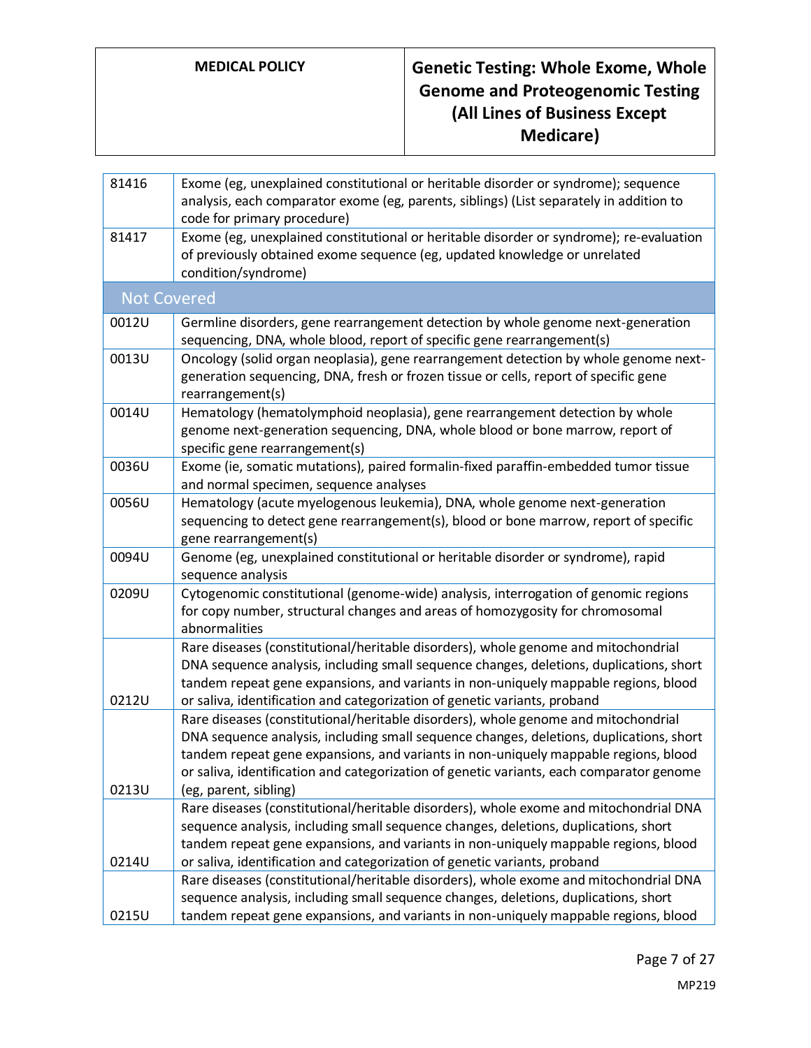| | |
|---|---|
| 81416 | Exome (eg, unexplained constitutional or heritable disorder or syndrome); sequence analysis, each comparator exome (eg, parents, siblings) (List separately in addition to code for primary procedure) |
| 81417 | Exome (eg, unexplained constitutional or heritable disorder or syndrome); re-evaluation of previously obtained exome sequence (eg, updated knowledge or unrelated condition/syndrome) |
| **Not Covered** | |
| 0012U | Germline disorders, gene rearrangement detection by whole genome next-generation sequencing, DNA, whole blood, report of specific gene rearrangement(s) |
| 0013U | Oncology (solid organ neoplasia), gene rearrangement detection by whole genome next-generation sequencing, DNA, fresh or frozen tissue or cells, report of specific gene rearrangement(s) |
| 0014U | Hematology (hematolymphoid neoplasia), gene rearrangement detection by whole genome next-generation sequencing, DNA, whole blood or bone marrow, report of specific gene rearrangement(s) |
| 0036U | Exome (ie, somatic mutations), paired formalin-fixed paraffin-embedded tumor tissue and normal specimen, sequence analyses |
| 0056U | Hematology (acute myelogenous leukemia), DNA, whole genome next-generation sequencing to detect gene rearrangement(s), blood or bone marrow, report of specific gene rearrangement(s) |
| 0094U | Genome (eg, unexplained constitutional or heritable disorder or syndrome), rapid sequence analysis |
| 0209U | Cytogenomic constitutional (genome-wide) analysis, interrogation of genomic regions for copy number, structural changes and areas of homozygosity for chromosomal abnormalities |
| 0212U | Rare diseases (constitutional/heritable disorders), whole genome and mitochondrial DNA sequence analysis, including small sequence changes, deletions, duplications, short tandem repeat gene expansions, and variants in non-uniquely mappable regions, blood or saliva, identification and categorization of genetic variants, proband |
| 0213U | Rare diseases (constitutional/heritable disorders), whole genome and mitochondrial DNA sequence analysis, including small sequence changes, deletions, duplications, short tandem repeat gene expansions, and variants in non-uniquely mappable regions, blood or saliva, identification and categorization of genetic variants, each comparator genome (eg, parent, sibling) |
| 0214U | Rare diseases (constitutional/heritable disorders), whole exome and mitochondrial DNA sequence analysis, including small sequence changes, deletions, duplications, short tandem repeat gene expansions, and variants in non-uniquely mappable regions, blood or saliva, identification and categorization of genetic variants, proband |
| 0215U | Rare diseases (constitutional/heritable disorders), whole exome and mitochondrial DNA sequence analysis, including small sequence changes, deletions, duplications, short tandem repeat gene expansions, and variants in non-uniquely mappable regions, blood |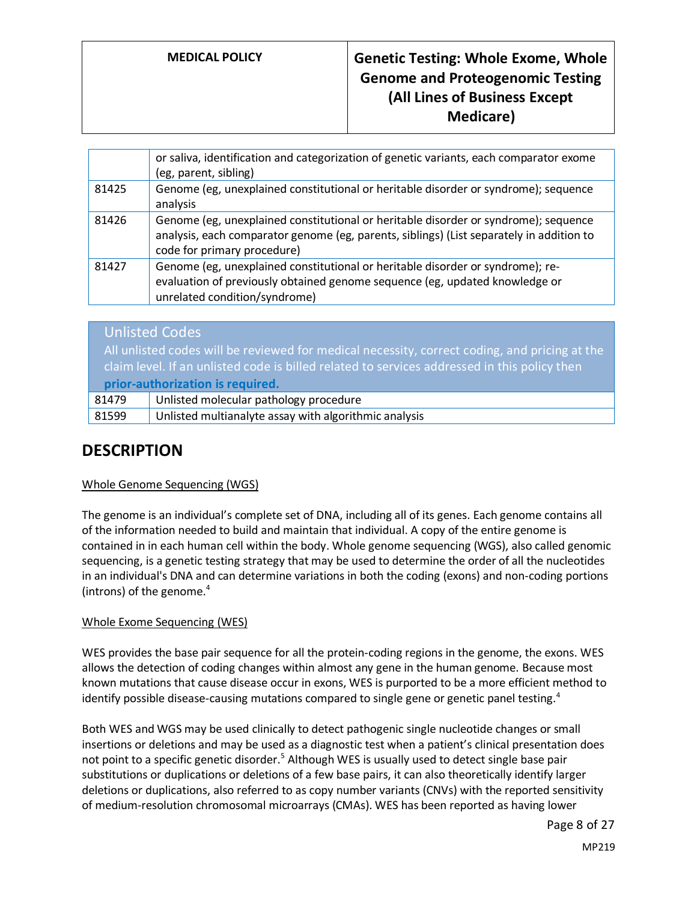| | |
|---|---|
| | or saliva, identification and categorization of genetic variants, each comparator exome (eg, parent, sibling) |
| 81425 | Genome (eg, unexplained constitutional or heritable disorder or syndrome); sequence analysis |
| 81426 | Genome (eg, unexplained constitutional or heritable disorder or syndrome); sequence analysis, each comparator genome (eg, parents, siblings) (List separately in addition to code for primary procedure) |
| 81427 | Genome (eg, unexplained constitutional or heritable disorder or syndrome); re-evaluation of previously obtained genome sequence (eg, updated knowledge or unrelated condition/syndrome) |

| Unlisted Codes<br>All unlisted codes will be reviewed for medical necessity, correct coding, and pricing at the claim level. If an unlisted code is billed related to services addressed in this policy then **prior-authorization is required.** | |
|---|---|
| 81479 | Unlisted molecular pathology procedure |
| 81599 | Unlisted multianalyte assay with algorithmic analysis |

## DESCRIPTION

Whole Genome Sequencing (WGS)

The genome is an individual's complete set of DNA, including all of its genes. Each genome contains all of the information needed to build and maintain that individual. A copy of the entire genome is contained in in each human cell within the body. Whole genome sequencing (WGS), also called genomic sequencing, is a genetic testing strategy that may be used to determine the order of all the nucleotides in an individual's DNA and can determine variations in both the coding (exons) and non-coding portions (introns) of the genome.[4]

Whole Exome Sequencing (WES)

WES provides the base pair sequence for all the protein-coding regions in the genome, the exons. WES allows the detection of coding changes within almost any gene in the human genome. Because most known mutations that cause disease occur in exons, WES is purported to be a more efficient method to identify possible disease-causing mutations compared to single gene or genetic panel testing.[4]

Both WES and WGS may be used clinically to detect pathogenic single nucleotide changes or small insertions or deletions and may be used as a diagnostic test when a patient's clinical presentation does not point to a specific genetic disorder.[5] Although WES is usually used to detect single base pair substitutions or duplications or deletions of a few base pairs, it can also theoretically identify larger deletions or duplications, also referred to as copy number variants (CNVs) with the reported sensitivity of medium-resolution chromosomal microarrays (CMAs). WES has been reported as having lower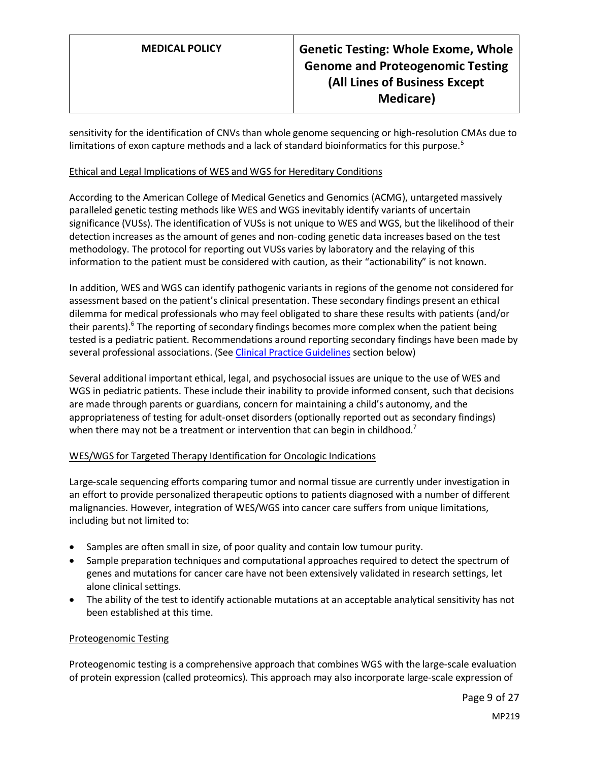sensitivity for the identification of CNVs than whole genome sequencing or high-resolution CMAs due to limitations of exon capture methods and a lack of standard bioinformatics for this purpose.[5]

### Ethical and Legal Implications of WES and WGS for Hereditary Conditions

According to the American College of Medical Genetics and Genomics (ACMG), untargeted massively paralleled genetic testing methods like WES and WGS inevitably identify variants of uncertain significance (VUSs). The identification of VUSs is not unique to WES and WGS, but the likelihood of their detection increases as the amount of genes and non-coding genetic data increases based on the test methodology. The protocol for reporting out VUSs varies by laboratory and the relaying of this information to the patient must be considered with caution, as their "actionability" is not known.

In addition, WES and WGS can identify pathogenic variants in regions of the genome not considered for assessment based on the patient's clinical presentation. These secondary findings present an ethical dilemma for medical professionals who may feel obligated to share these results with patients (and/or their parents).[6] The reporting of secondary findings becomes more complex when the patient being tested is a pediatric patient. Recommendations around reporting secondary findings have been made by several professional associations. (See Clinical Practice Guidelines section below)

Several additional important ethical, legal, and psychosocial issues are unique to the use of WES and WGS in pediatric patients. These include their inability to provide informed consent, such that decisions are made through parents or guardians, concern for maintaining a child's autonomy, and the appropriateness of testing for adult-onset disorders (optionally reported out as secondary findings) when there may not be a treatment or intervention that can begin in childhood.[7]

### WES/WGS for Targeted Therapy Identification for Oncologic Indications

Large-scale sequencing efforts comparing tumor and normal tissue are currently under investigation in an effort to provide personalized therapeutic options to patients diagnosed with a number of different malignancies. However, integration of WES/WGS into cancer care suffers from unique limitations, including but not limited to:

- Samples are often small in size, of poor quality and contain low tumour purity.
- Sample preparation techniques and computational approaches required to detect the spectrum of genes and mutations for cancer care have not been extensively validated in research settings, let alone clinical settings.
- The ability of the test to identify actionable mutations at an acceptable analytical sensitivity has not been established at this time.

### Proteogenomic Testing

Proteogenomic testing is a comprehensive approach that combines WGS with the large-scale evaluation of protein expression (called proteomics). This approach may also incorporate large-scale expression of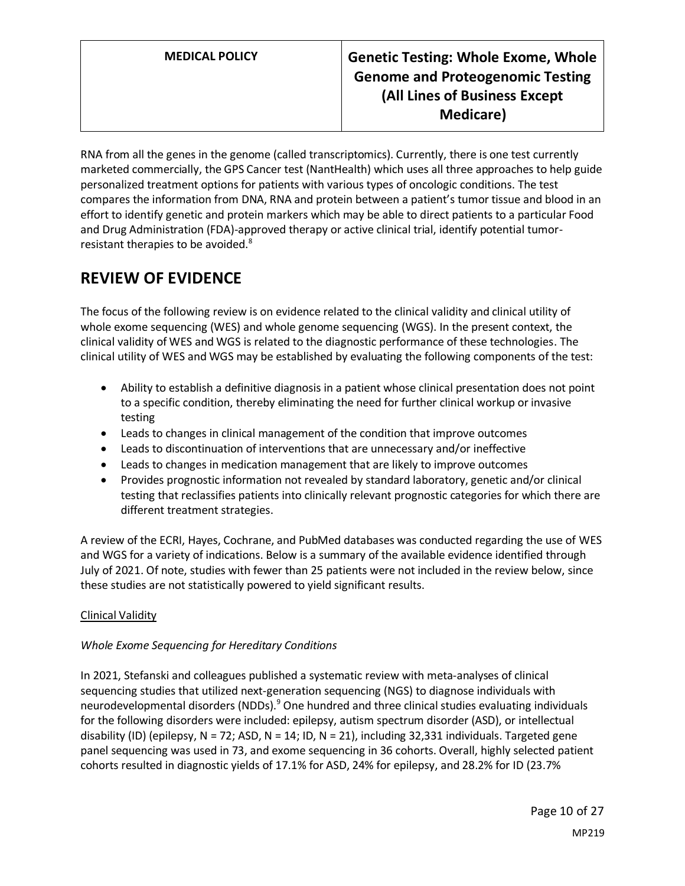RNA from all the genes in the genome (called transcriptomics). Currently, there is one test currently marketed commercially, the GPS Cancer test (NantHealth) which uses all three approaches to help guide personalized treatment options for patients with various types of oncologic conditions. The test compares the information from DNA, RNA and protein between a patient's tumor tissue and blood in an effort to identify genetic and protein markers which may be able to direct patients to a particular Food and Drug Administration (FDA)-approved therapy or active clinical trial, identify potential tumor-resistant therapies to be avoided.[8]

## REVIEW OF EVIDENCE

The focus of the following review is on evidence related to the clinical validity and clinical utility of whole exome sequencing (WES) and whole genome sequencing (WGS). In the present context, the clinical validity of WES and WGS is related to the diagnostic performance of these technologies. The clinical utility of WES and WGS may be established by evaluating the following components of the test:

- Ability to establish a definitive diagnosis in a patient whose clinical presentation does not point to a specific condition, thereby eliminating the need for further clinical workup or invasive testing
- Leads to changes in clinical management of the condition that improve outcomes
- Leads to discontinuation of interventions that are unnecessary and/or ineffective
- Leads to changes in medication management that are likely to improve outcomes
- Provides prognostic information not revealed by standard laboratory, genetic and/or clinical testing that reclassifies patients into clinically relevant prognostic categories for which there are different treatment strategies.

A review of the ECRI, Hayes, Cochrane, and PubMed databases was conducted regarding the use of WES and WGS for a variety of indications. Below is a summary of the available evidence identified through July of 2021. Of note, studies with fewer than 25 patients were not included in the review below, since these studies are not statistically powered to yield significant results.

Clinical Validity

*Whole Exome Sequencing for Hereditary Conditions*

In 2021, Stefanski and colleagues published a systematic review with meta-analyses of clinical sequencing studies that utilized next-generation sequencing (NGS) to diagnose individuals with neurodevelopmental disorders (NDDs).[9] One hundred and three clinical studies evaluating individuals for the following disorders were included: epilepsy, autism spectrum disorder (ASD), or intellectual disability (ID) (epilepsy, N = 72; ASD, N = 14; ID, N = 21), including 32,331 individuals. Targeted gene panel sequencing was used in 73, and exome sequencing in 36 cohorts. Overall, highly selected patient cohorts resulted in diagnostic yields of 17.1% for ASD, 24% for epilepsy, and 28.2% for ID (23.7%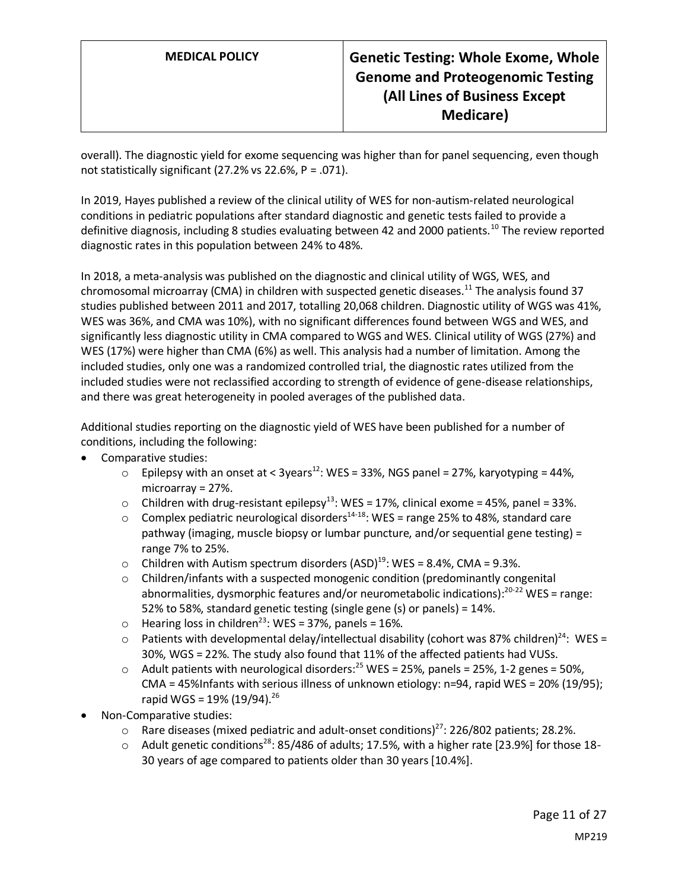overall). The diagnostic yield for exome sequencing was higher than for panel sequencing, even though not statistically significant (27.2% vs 22.6%, P = .071).

In 2019, Hayes published a review of the clinical utility of WES for non-autism-related neurological conditions in pediatric populations after standard diagnostic and genetic tests failed to provide a definitive diagnosis, including 8 studies evaluating between 42 and 2000 patients.[10] The review reported diagnostic rates in this population between 24% to 48%.

In 2018, a meta-analysis was published on the diagnostic and clinical utility of WGS, WES, and chromosomal microarray (CMA) in children with suspected genetic diseases.[11] The analysis found 37 studies published between 2011 and 2017, totalling 20,068 children. Diagnostic utility of WGS was 41%, WES was 36%, and CMA was 10%), with no significant differences found between WGS and WES, and significantly less diagnostic utility in CMA compared to WGS and WES. Clinical utility of WGS (27%) and WES (17%) were higher than CMA (6%) as well. This analysis had a number of limitation. Among the included studies, only one was a randomized controlled trial, the diagnostic rates utilized from the included studies were not reclassified according to strength of evidence of gene-disease relationships, and there was great heterogeneity in pooled averages of the published data.

Additional studies reporting on the diagnostic yield of WES have been published for a number of conditions, including the following:

- Comparative studies:
  - Epilepsy with an onset at < 3years[12]: WES = 33%, NGS panel = 27%, karyotyping = 44%, microarray = 27%.
  - Children with drug-resistant epilepsy[13]: WES = 17%, clinical exome = 45%, panel = 33%.
  - Complex pediatric neurological disorders[14-18]: WES = range 25% to 48%, standard care pathway (imaging, muscle biopsy or lumbar puncture, and/or sequential gene testing) = range 7% to 25%.
  - Children with Autism spectrum disorders (ASD)[19]: WES = 8.4%, CMA = 9.3%.
  - Children/infants with a suspected monogenic condition (predominantly congenital abnormalities, dysmorphic features and/or neurometabolic indications):[20-22] WES = range: 52% to 58%, standard genetic testing (single gene (s) or panels) = 14%.
  - Hearing loss in children[23]: WES = 37%, panels = 16%.
  - Patients with developmental delay/intellectual disability (cohort was 87% children)[24]: WES = 30%, WGS = 22%. The study also found that 11% of the affected patients had VUSs.
  - Adult patients with neurological disorders:[25] WES = 25%, panels = 25%, 1-2 genes = 50%, CMA = 45%Infants with serious illness of unknown etiology: n=94, rapid WES = 20% (19/95); rapid WGS = 19% (19/94).[26]
- Non-Comparative studies:
  - Rare diseases (mixed pediatric and adult-onset conditions)[27]: 226/802 patients; 28.2%.
  - Adult genetic conditions[28]: 85/486 of adults; 17.5%, with a higher rate [23.9%] for those 18-30 years of age compared to patients older than 30 years [10.4%].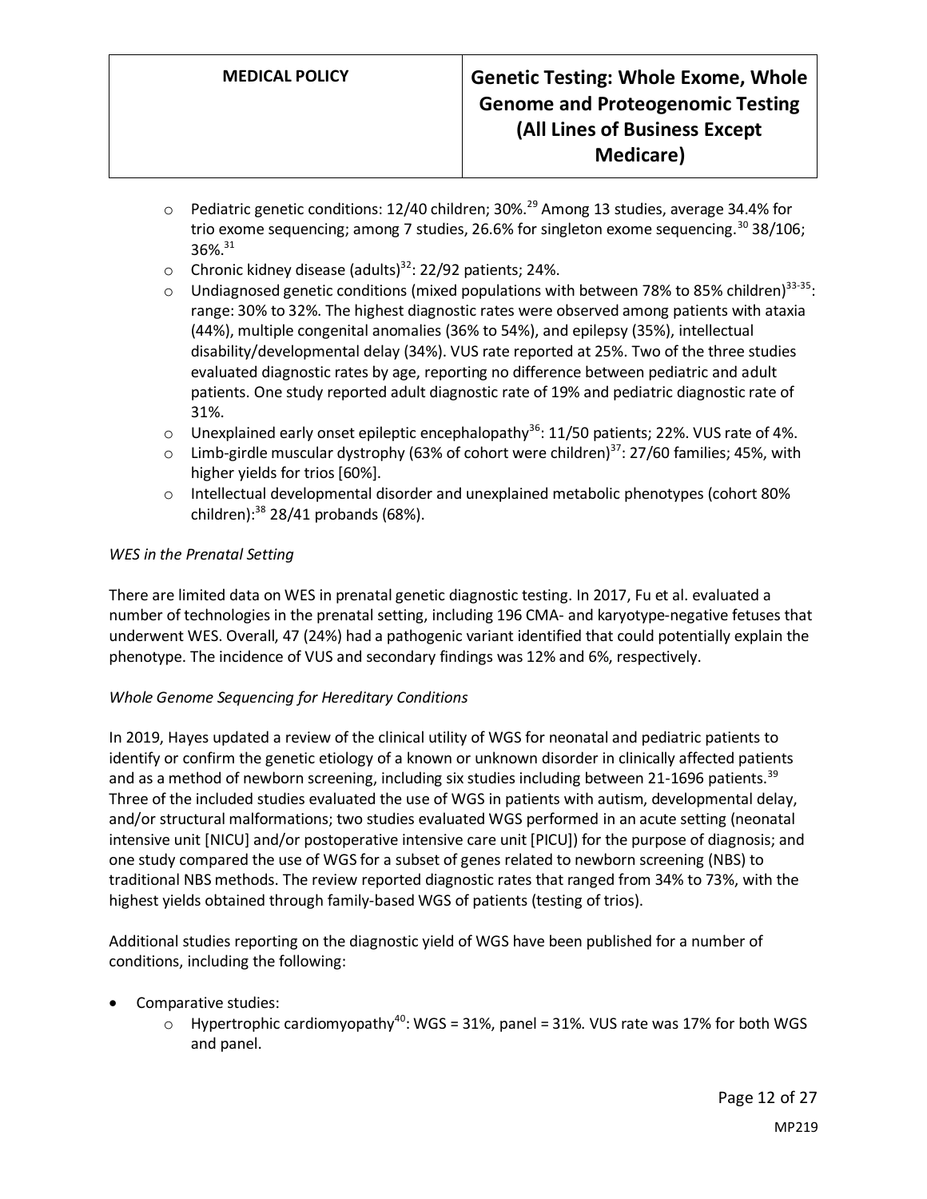- Pediatric genetic conditions: 12/40 children; 30%.[29] Among 13 studies, average 34.4% for trio exome sequencing; among 7 studies, 26.6% for singleton exome sequencing.[30] 38/106; 36%.[31]
- Chronic kidney disease (adults)[32]: 22/92 patients; 24%.
- Undiagnosed genetic conditions (mixed populations with between 78% to 85% children)[33-35]: range: 30% to 32%. The highest diagnostic rates were observed among patients with ataxia (44%), multiple congenital anomalies (36% to 54%), and epilepsy (35%), intellectual disability/developmental delay (34%). VUS rate reported at 25%. Two of the three studies evaluated diagnostic rates by age, reporting no difference between pediatric and adult patients. One study reported adult diagnostic rate of 19% and pediatric diagnostic rate of 31%.
- Unexplained early onset epileptic encephalopathy[36]: 11/50 patients; 22%. VUS rate of 4%.
- Limb-girdle muscular dystrophy (63% of cohort were children)[37]: 27/60 families; 45%, with higher yields for trios [60%].
- Intellectual developmental disorder and unexplained metabolic phenotypes (cohort 80% children):[38] 28/41 probands (68%).

*WES in the Prenatal Setting*

There are limited data on WES in prenatal genetic diagnostic testing. In 2017, Fu et al. evaluated a number of technologies in the prenatal setting, including 196 CMA- and karyotype-negative fetuses that underwent WES. Overall, 47 (24%) had a pathogenic variant identified that could potentially explain the phenotype. The incidence of VUS and secondary findings was 12% and 6%, respectively.

*Whole Genome Sequencing for Hereditary Conditions*

In 2019, Hayes updated a review of the clinical utility of WGS for neonatal and pediatric patients to identify or confirm the genetic etiology of a known or unknown disorder in clinically affected patients and as a method of newborn screening, including six studies including between 21-1696 patients.[39] Three of the included studies evaluated the use of WGS in patients with autism, developmental delay, and/or structural malformations; two studies evaluated WGS performed in an acute setting (neonatal intensive unit [NICU] and/or postoperative intensive care unit [PICU]) for the purpose of diagnosis; and one study compared the use of WGS for a subset of genes related to newborn screening (NBS) to traditional NBS methods. The review reported diagnostic rates that ranged from 34% to 73%, with the highest yields obtained through family-based WGS of patients (testing of trios).

Additional studies reporting on the diagnostic yield of WGS have been published for a number of conditions, including the following:

- Comparative studies:
  - Hypertrophic cardiomyopathy[40]: WGS = 31%, panel = 31%. VUS rate was 17% for both WGS and panel.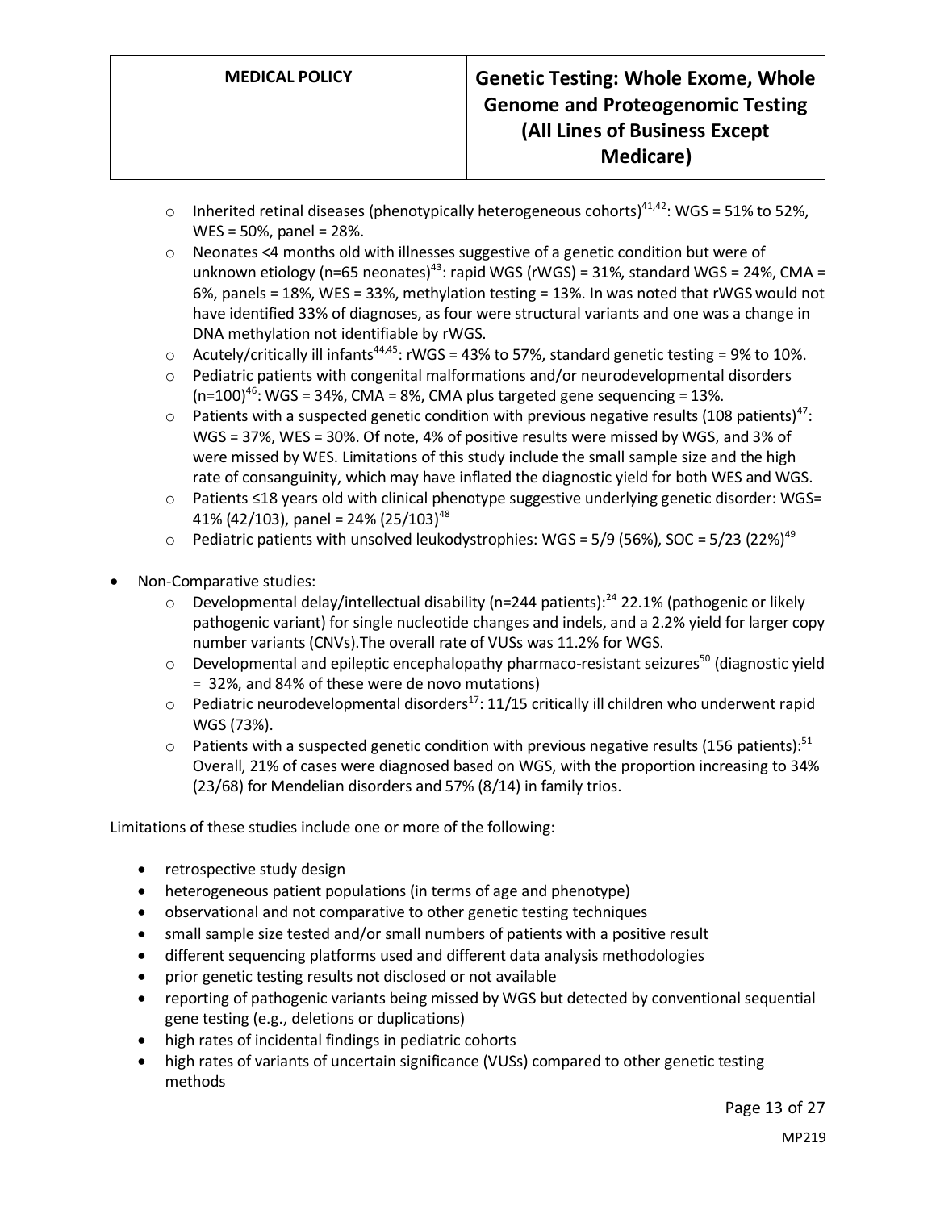- Inherited retinal diseases (phenotypically heterogeneous cohorts)[41,42]: WGS = 51% to 52%, WES = 50%, panel = 28%.
- Neonates <4 months old with illnesses suggestive of a genetic condition but were of unknown etiology (n=65 neonates)[43]: rapid WGS (rWGS) = 31%, standard WGS = 24%, CMA = 6%, panels = 18%, WES = 33%, methylation testing = 13%. In was noted that rWGS would not have identified 33% of diagnoses, as four were structural variants and one was a change in DNA methylation not identifiable by rWGS.
- Acutely/critically ill infants[44,45]: rWGS = 43% to 57%, standard genetic testing = 9% to 10%.
- Pediatric patients with congenital malformations and/or neurodevelopmental disorders (n=100)[46]: WGS = 34%, CMA = 8%, CMA plus targeted gene sequencing = 13%.
- Patients with a suspected genetic condition with previous negative results (108 patients)[47]: WGS = 37%, WES = 30%. Of note, 4% of positive results were missed by WGS, and 3% of were missed by WES. Limitations of this study include the small sample size and the high rate of consanguinity, which may have inflated the diagnostic yield for both WES and WGS.
- Patients ≤18 years old with clinical phenotype suggestive underlying genetic disorder: WGS= 41% (42/103), panel = 24% (25/103)[48]
- Pediatric patients with unsolved leukodystrophies: WGS = 5/9 (56%), SOC = 5/23 (22%)[49]

- Non-Comparative studies:
  - Developmental delay/intellectual disability (n=244 patients):[24] 22.1% (pathogenic or likely pathogenic variant) for single nucleotide changes and indels, and a 2.2% yield for larger copy number variants (CNVs).The overall rate of VUSs was 11.2% for WGS.
  - Developmental and epileptic encephalopathy pharmaco-resistant seizures[50] (diagnostic yield = 32%, and 84% of these were de novo mutations)
  - Pediatric neurodevelopmental disorders[17]: 11/15 critically ill children who underwent rapid WGS (73%).
  - Patients with a suspected genetic condition with previous negative results (156 patients):[51] Overall, 21% of cases were diagnosed based on WGS, with the proportion increasing to 34% (23/68) for Mendelian disorders and 57% (8/14) in family trios.

Limitations of these studies include one or more of the following:

- retrospective study design
- heterogeneous patient populations (in terms of age and phenotype)
- observational and not comparative to other genetic testing techniques
- small sample size tested and/or small numbers of patients with a positive result
- different sequencing platforms used and different data analysis methodologies
- prior genetic testing results not disclosed or not available
- reporting of pathogenic variants being missed by WGS but detected by conventional sequential gene testing (e.g., deletions or duplications)
- high rates of incidental findings in pediatric cohorts
- high rates of variants of uncertain significance (VUSs) compared to other genetic testing methods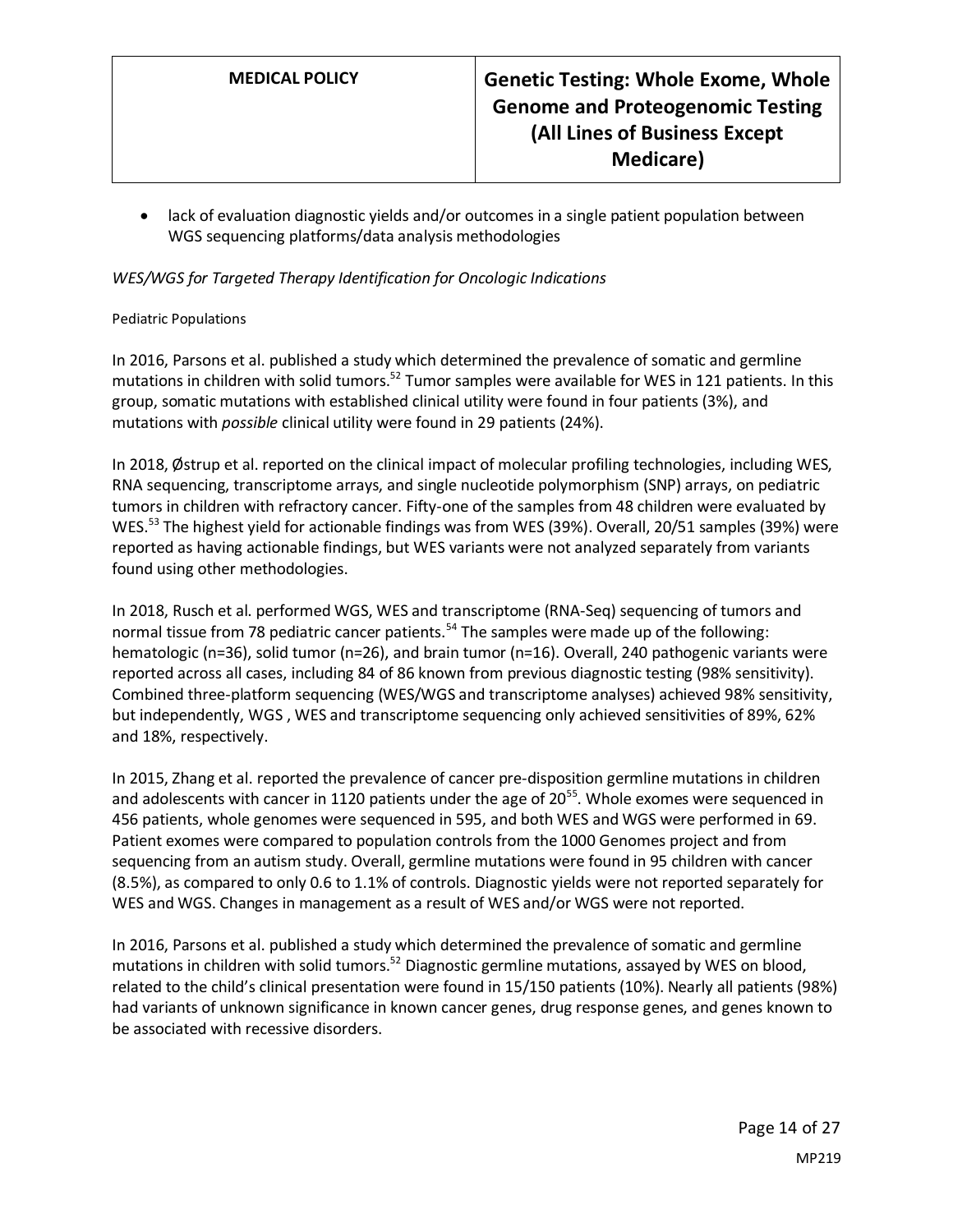- lack of evaluation diagnostic yields and/or outcomes in a single patient population between WGS sequencing platforms/data analysis methodologies

*WES/WGS for Targeted Therapy Identification for Oncologic Indications*

Pediatric Populations

In 2016, Parsons et al. published a study which determined the prevalence of somatic and germline mutations in children with solid tumors.[52] Tumor samples were available for WES in 121 patients. In this group, somatic mutations with established clinical utility were found in four patients (3%), and mutations with *possible* clinical utility were found in 29 patients (24%).

In 2018, Østrup et al. reported on the clinical impact of molecular profiling technologies, including WES, RNA sequencing, transcriptome arrays, and single nucleotide polymorphism (SNP) arrays, on pediatric tumors in children with refractory cancer. Fifty-one of the samples from 48 children were evaluated by WES.[53] The highest yield for actionable findings was from WES (39%). Overall, 20/51 samples (39%) were reported as having actionable findings, but WES variants were not analyzed separately from variants found using other methodologies.

In 2018, Rusch et al. performed WGS, WES and transcriptome (RNA-Seq) sequencing of tumors and normal tissue from 78 pediatric cancer patients.[54] The samples were made up of the following: hematologic (n=36), solid tumor (n=26), and brain tumor (n=16). Overall, 240 pathogenic variants were reported across all cases, including 84 of 86 known from previous diagnostic testing (98% sensitivity). Combined three-platform sequencing (WES/WGS and transcriptome analyses) achieved 98% sensitivity, but independently, WGS , WES and transcriptome sequencing only achieved sensitivities of 89%, 62% and 18%, respectively.

In 2015, Zhang et al. reported the prevalence of cancer pre-disposition germline mutations in children and adolescents with cancer in 1120 patients under the age of 20[55]. Whole exomes were sequenced in 456 patients, whole genomes were sequenced in 595, and both WES and WGS were performed in 69. Patient exomes were compared to population controls from the 1000 Genomes project and from sequencing from an autism study. Overall, germline mutations were found in 95 children with cancer (8.5%), as compared to only 0.6 to 1.1% of controls. Diagnostic yields were not reported separately for WES and WGS. Changes in management as a result of WES and/or WGS were not reported.

In 2016, Parsons et al. published a study which determined the prevalence of somatic and germline mutations in children with solid tumors.[52] Diagnostic germline mutations, assayed by WES on blood, related to the child's clinical presentation were found in 15/150 patients (10%). Nearly all patients (98%) had variants of unknown significance in known cancer genes, drug response genes, and genes known to be associated with recessive disorders.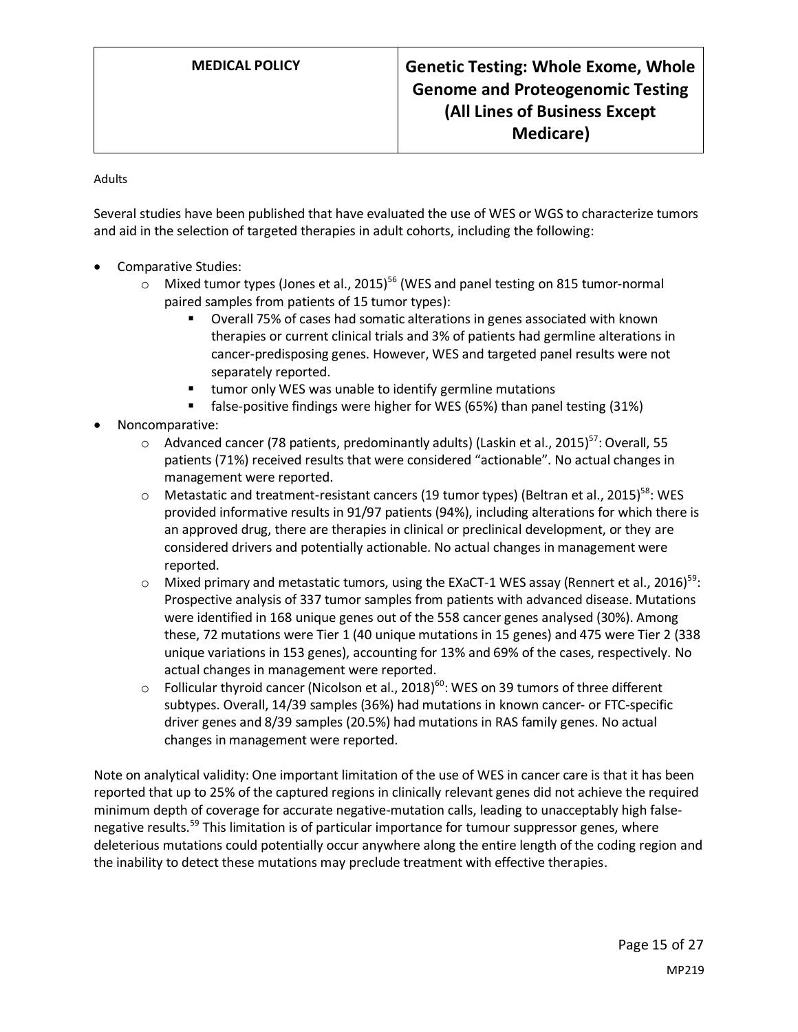Adults

Several studies have been published that have evaluated the use of WES or WGS to characterize tumors and aid in the selection of targeted therapies in adult cohorts, including the following:

- Comparative Studies:
  - Mixed tumor types (Jones et al., 2015)[56] (WES and panel testing on 815 tumor-normal paired samples from patients of 15 tumor types):
    - Overall 75% of cases had somatic alterations in genes associated with known therapies or current clinical trials and 3% of patients had germline alterations in cancer-predisposing genes. However, WES and targeted panel results were not separately reported.
    - tumor only WES was unable to identify germline mutations
    - false-positive findings were higher for WES (65%) than panel testing (31%)
- Noncomparative:
  - Advanced cancer (78 patients, predominantly adults) (Laskin et al., 2015)[57]: Overall, 55 patients (71%) received results that were considered "actionable". No actual changes in management were reported.
  - Metastatic and treatment-resistant cancers (19 tumor types) (Beltran et al., 2015)[58]: WES provided informative results in 91/97 patients (94%), including alterations for which there is an approved drug, there are therapies in clinical or preclinical development, or they are considered drivers and potentially actionable. No actual changes in management were reported.
  - Mixed primary and metastatic tumors, using the EXaCT-1 WES assay (Rennert et al., 2016)[59]: Prospective analysis of 337 tumor samples from patients with advanced disease. Mutations were identified in 168 unique genes out of the 558 cancer genes analysed (30%). Among these, 72 mutations were Tier 1 (40 unique mutations in 15 genes) and 475 were Tier 2 (338 unique variations in 153 genes), accounting for 13% and 69% of the cases, respectively. No actual changes in management were reported.
  - Follicular thyroid cancer (Nicolson et al., 2018)[60]: WES on 39 tumors of three different subtypes. Overall, 14/39 samples (36%) had mutations in known cancer- or FTC-specific driver genes and 8/39 samples (20.5%) had mutations in RAS family genes. No actual changes in management were reported.

Note on analytical validity: One important limitation of the use of WES in cancer care is that it has been reported that up to 25% of the captured regions in clinically relevant genes did not achieve the required minimum depth of coverage for accurate negative-mutation calls, leading to unacceptably high false-negative results.[59] This limitation is of particular importance for tumour suppressor genes, where deleterious mutations could potentially occur anywhere along the entire length of the coding region and the inability to detect these mutations may preclude treatment with effective therapies.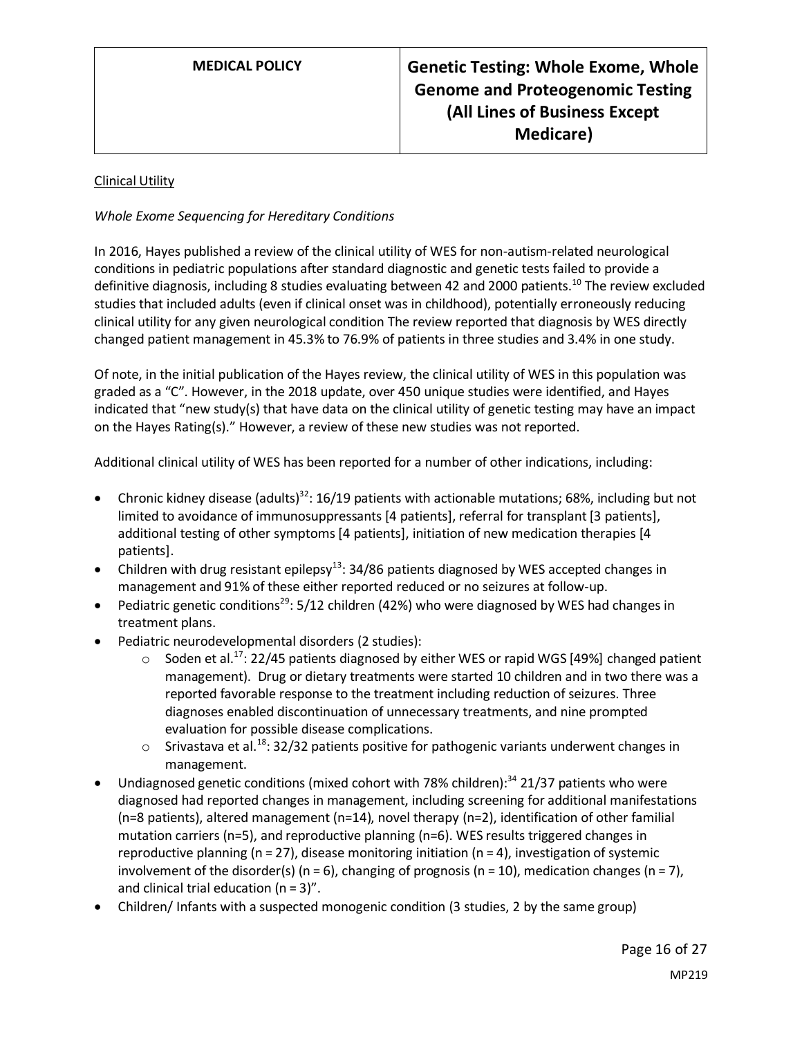Clinical Utility

*Whole Exome Sequencing for Hereditary Conditions*

In 2016, Hayes published a review of the clinical utility of WES for non-autism-related neurological conditions in pediatric populations after standard diagnostic and genetic tests failed to provide a definitive diagnosis, including 8 studies evaluating between 42 and 2000 patients.[10] The review excluded studies that included adults (even if clinical onset was in childhood), potentially erroneously reducing clinical utility for any given neurological condition The review reported that diagnosis by WES directly changed patient management in 45.3% to 76.9% of patients in three studies and 3.4% in one study.

Of note, in the initial publication of the Hayes review, the clinical utility of WES in this population was graded as a "C". However, in the 2018 update, over 450 unique studies were identified, and Hayes indicated that "new study(s) that have data on the clinical utility of genetic testing may have an impact on the Hayes Rating(s)." However, a review of these new studies was not reported.

Additional clinical utility of WES has been reported for a number of other indications, including:

- Chronic kidney disease (adults)[32]: 16/19 patients with actionable mutations; 68%, including but not limited to avoidance of immunosuppressants [4 patients], referral for transplant [3 patients], additional testing of other symptoms [4 patients], initiation of new medication therapies [4 patients].
- Children with drug resistant epilepsy[13]: 34/86 patients diagnosed by WES accepted changes in management and 91% of these either reported reduced or no seizures at follow-up.
- Pediatric genetic conditions[29]: 5/12 children (42%) who were diagnosed by WES had changes in treatment plans.
- Pediatric neurodevelopmental disorders (2 studies):
  - Soden et al.[17]: 22/45 patients diagnosed by either WES or rapid WGS [49%] changed patient management). Drug or dietary treatments were started 10 children and in two there was a reported favorable response to the treatment including reduction of seizures. Three diagnoses enabled discontinuation of unnecessary treatments, and nine prompted evaluation for possible disease complications.
  - Srivastava et al.[18]: 32/32 patients positive for pathogenic variants underwent changes in management.
- Undiagnosed genetic conditions (mixed cohort with 78% children):[34] 21/37 patients who were diagnosed had reported changes in management, including screening for additional manifestations (n=8 patients), altered management (n=14), novel therapy (n=2), identification of other familial mutation carriers (n=5), and reproductive planning (n=6). WES results triggered changes in reproductive planning (n = 27), disease monitoring initiation (n = 4), investigation of systemic involvement of the disorder(s) (n = 6), changing of prognosis (n = 10), medication changes (n = 7), and clinical trial education (n = 3)".
- Children/ Infants with a suspected monogenic condition (3 studies, 2 by the same group)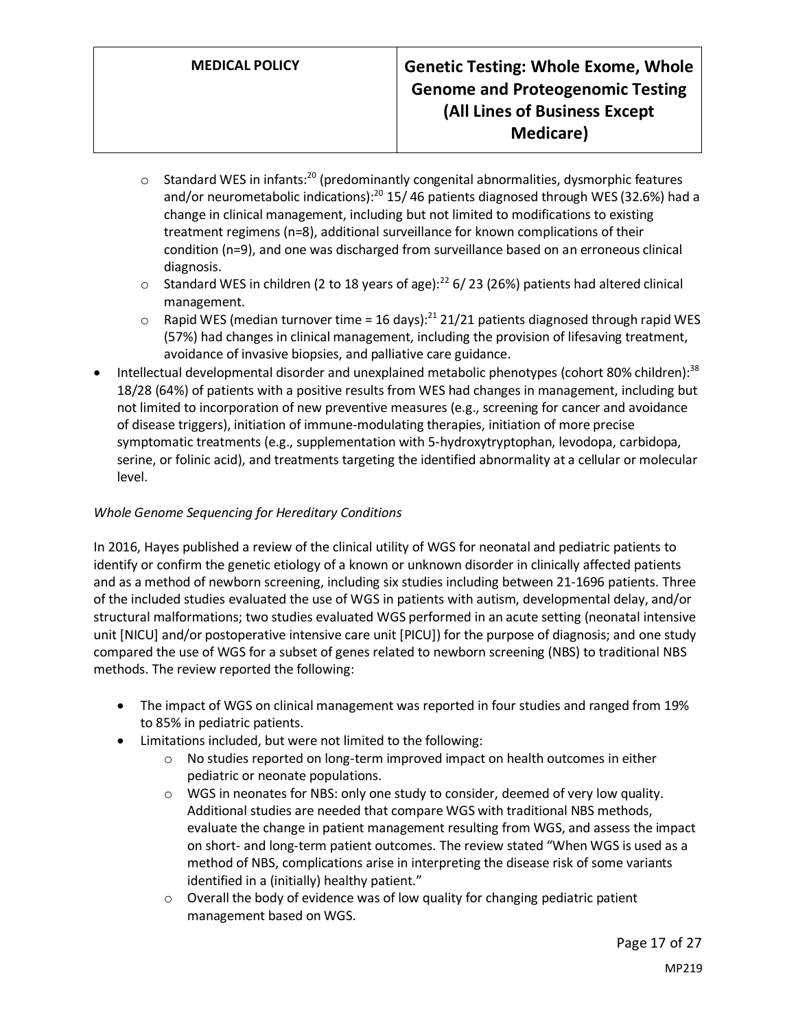- Standard WES in infants:[20] (predominantly congenital abnormalities, dysmorphic features and/or neurometabolic indications):[20] 15/ 46 patients diagnosed through WES (32.6%) had a change in clinical management, including but not limited to modifications to existing treatment regimens (n=8), additional surveillance for known complications of their condition (n=9), and one was discharged from surveillance based on an erroneous clinical diagnosis.
    - Standard WES in children (2 to 18 years of age):[22] 6/ 23 (26%) patients had altered clinical management.
    - Rapid WES (median turnover time = 16 days):[21] 21/21 patients diagnosed through rapid WES (57%) had changes in clinical management, including the provision of lifesaving treatment, avoidance of invasive biopsies, and palliative care guidance.
- Intellectual developmental disorder and unexplained metabolic phenotypes (cohort 80% children):[38] 18/28 (64%) of patients with a positive results from WES had changes in management, including but not limited to incorporation of new preventive measures (e.g., screening for cancer and avoidance of disease triggers), initiation of immune-modulating therapies, initiation of more precise symptomatic treatments (e.g., supplementation with 5-hydroxytryptophan, levodopa, carbidopa, serine, or folinic acid), and treatments targeting the identified abnormality at a cellular or molecular level.

*Whole Genome Sequencing for Hereditary Conditions*

In 2016, Hayes published a review of the clinical utility of WGS for neonatal and pediatric patients to identify or confirm the genetic etiology of a known or unknown disorder in clinically affected patients and as a method of newborn screening, including six studies including between 21-1696 patients. Three of the included studies evaluated the use of WGS in patients with autism, developmental delay, and/or structural malformations; two studies evaluated WGS performed in an acute setting (neonatal intensive unit [NICU] and/or postoperative intensive care unit [PICU]) for the purpose of diagnosis; and one study compared the use of WGS for a subset of genes related to newborn screening (NBS) to traditional NBS methods. The review reported the following:

- The impact of WGS on clinical management was reported in four studies and ranged from 19% to 85% in pediatric patients.
- Limitations included, but were not limited to the following:
    - No studies reported on long-term improved impact on health outcomes in either pediatric or neonate populations.
    - WGS in neonates for NBS: only one study to consider, deemed of very low quality. Additional studies are needed that compare WGS with traditional NBS methods, evaluate the change in patient management resulting from WGS, and assess the impact on short- and long-term patient outcomes. The review stated "When WGS is used as a method of NBS, complications arise in interpreting the disease risk of some variants identified in a (initially) healthy patient."
    - Overall the body of evidence was of low quality for changing pediatric patient management based on WGS.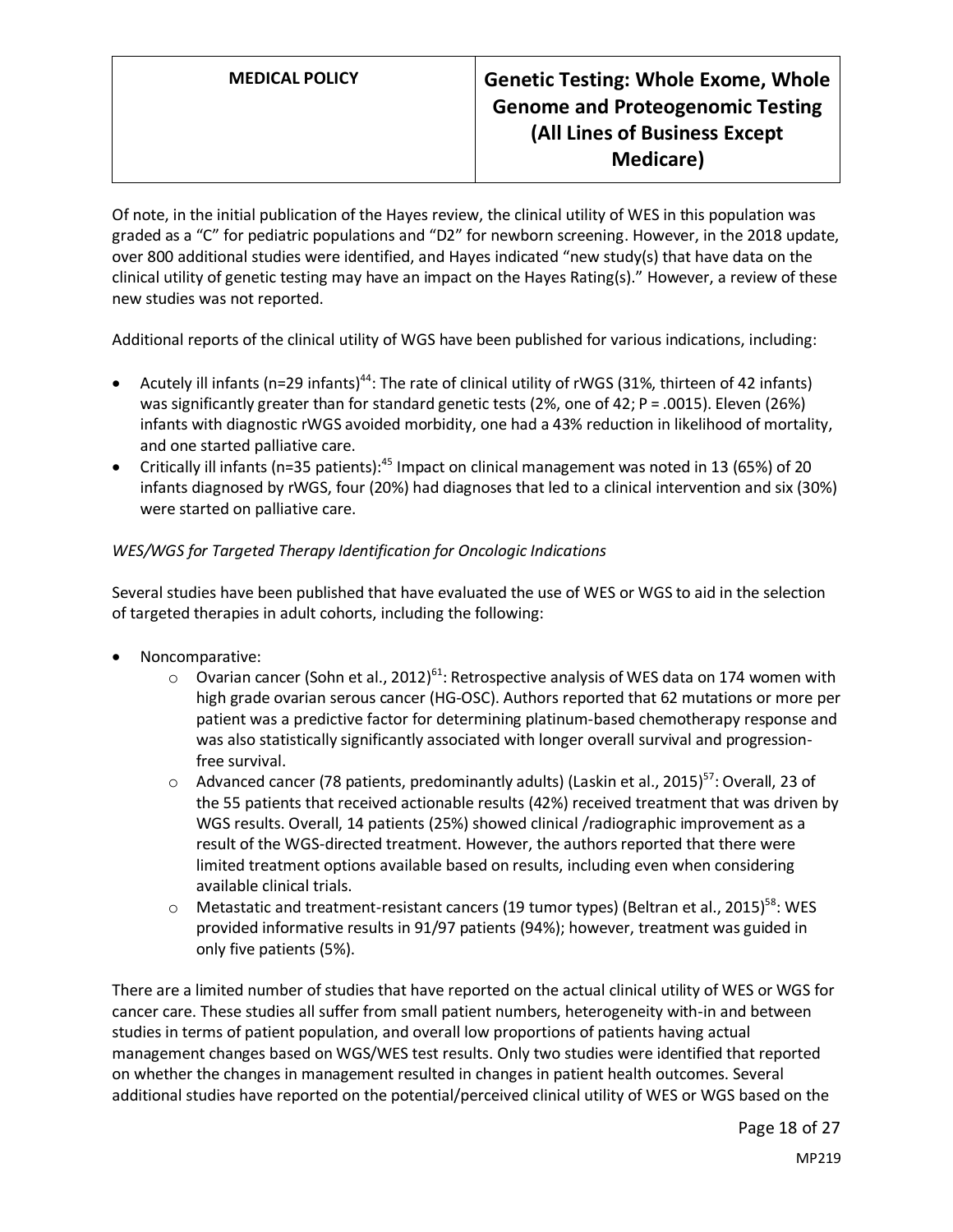Of note, in the initial publication of the Hayes review, the clinical utility of WES in this population was graded as a "C" for pediatric populations and "D2" for newborn screening. However, in the 2018 update, over 800 additional studies were identified, and Hayes indicated "new study(s) that have data on the clinical utility of genetic testing may have an impact on the Hayes Rating(s)." However, a review of these new studies was not reported.

Additional reports of the clinical utility of WGS have been published for various indications, including:

- Acutely ill infants (n=29 infants)[44]: The rate of clinical utility of rWGS (31%, thirteen of 42 infants) was significantly greater than for standard genetic tests (2%, one of 42; P = .0015). Eleven (26%) infants with diagnostic rWGS avoided morbidity, one had a 43% reduction in likelihood of mortality, and one started palliative care.
- Critically ill infants (n=35 patients):[45] Impact on clinical management was noted in 13 (65%) of 20 infants diagnosed by rWGS, four (20%) had diagnoses that led to a clinical intervention and six (30%) were started on palliative care.

*WES/WGS for Targeted Therapy Identification for Oncologic Indications*

Several studies have been published that have evaluated the use of WES or WGS to aid in the selection of targeted therapies in adult cohorts, including the following:

- Noncomparative:
  - Ovarian cancer (Sohn et al., 2012)[61]: Retrospective analysis of WES data on 174 women with high grade ovarian serous cancer (HG-OSC). Authors reported that 62 mutations or more per patient was a predictive factor for determining platinum-based chemotherapy response and was also statistically significantly associated with longer overall survival and progression-free survival.
  - Advanced cancer (78 patients, predominantly adults) (Laskin et al., 2015)[57]: Overall, 23 of the 55 patients that received actionable results (42%) received treatment that was driven by WGS results. Overall, 14 patients (25%) showed clinical /radiographic improvement as a result of the WGS-directed treatment. However, the authors reported that there were limited treatment options available based on results, including even when considering available clinical trials.
  - Metastatic and treatment-resistant cancers (19 tumor types) (Beltran et al., 2015)[58]: WES provided informative results in 91/97 patients (94%); however, treatment was guided in only five patients (5%).

There are a limited number of studies that have reported on the actual clinical utility of WES or WGS for cancer care. These studies all suffer from small patient numbers, heterogeneity with-in and between studies in terms of patient population, and overall low proportions of patients having actual management changes based on WGS/WES test results. Only two studies were identified that reported on whether the changes in management resulted in changes in patient health outcomes. Several additional studies have reported on the potential/perceived clinical utility of WES or WGS based on the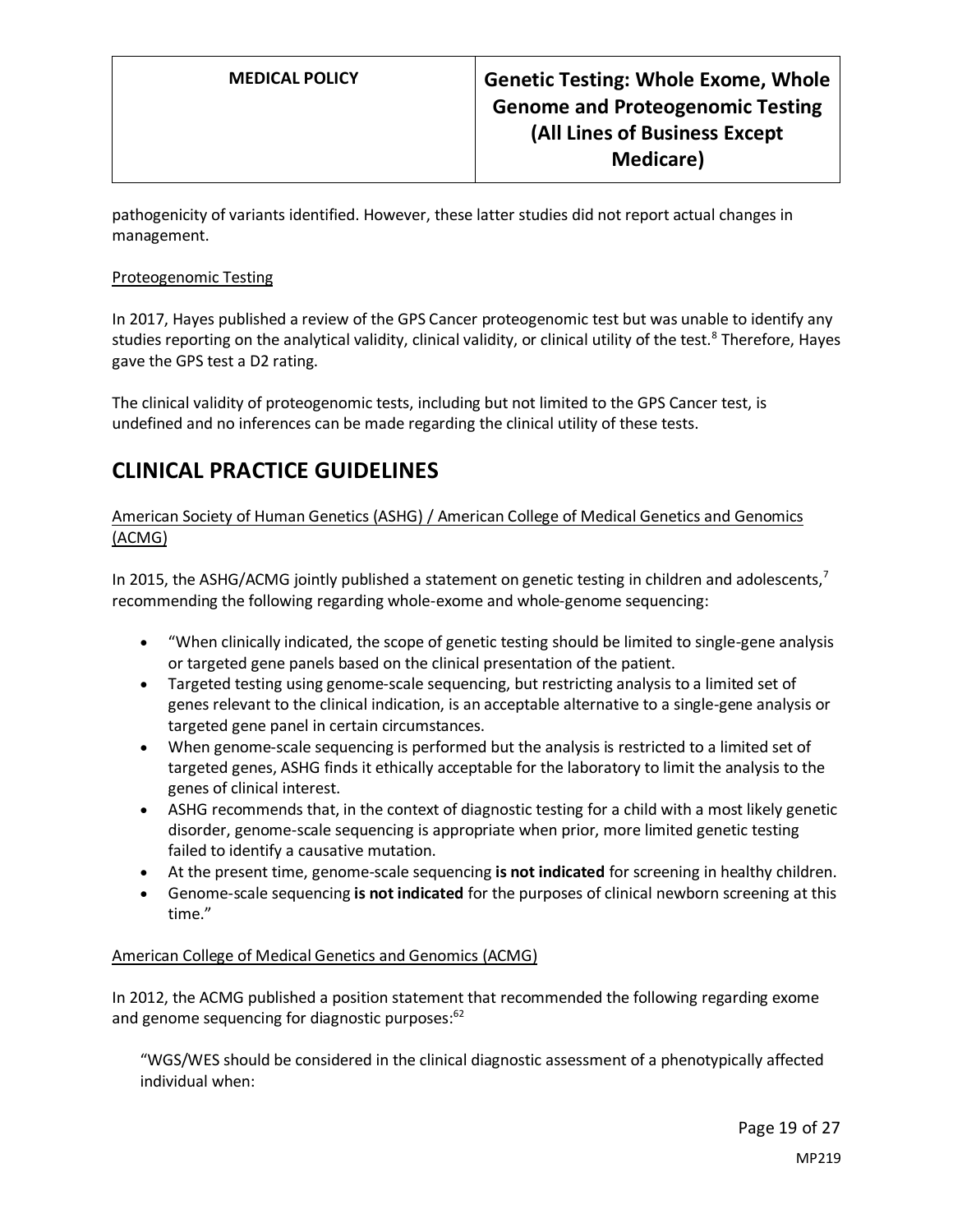pathogenicity of variants identified. However, these latter studies did not report actual changes in management.

Proteogenomic Testing

In 2017, Hayes published a review of the GPS Cancer proteogenomic test but was unable to identify any studies reporting on the analytical validity, clinical validity, or clinical utility of the test.[8] Therefore, Hayes gave the GPS test a D2 rating.

The clinical validity of proteogenomic tests, including but not limited to the GPS Cancer test, is undefined and no inferences can be made regarding the clinical utility of these tests.

# CLINICAL PRACTICE GUIDELINES

American Society of Human Genetics (ASHG) / American College of Medical Genetics and Genomics (ACMG)

In 2015, the ASHG/ACMG jointly published a statement on genetic testing in children and adolescents,[7] recommending the following regarding whole-exome and whole-genome sequencing:

- "When clinically indicated, the scope of genetic testing should be limited to single-gene analysis or targeted gene panels based on the clinical presentation of the patient.
- Targeted testing using genome-scale sequencing, but restricting analysis to a limited set of genes relevant to the clinical indication, is an acceptable alternative to a single-gene analysis or targeted gene panel in certain circumstances.
- When genome-scale sequencing is performed but the analysis is restricted to a limited set of targeted genes, ASHG finds it ethically acceptable for the laboratory to limit the analysis to the genes of clinical interest.
- ASHG recommends that, in the context of diagnostic testing for a child with a most likely genetic disorder, genome-scale sequencing is appropriate when prior, more limited genetic testing failed to identify a causative mutation.
- At the present time, genome-scale sequencing **is not indicated** for screening in healthy children.
- Genome-scale sequencing **is not indicated** for the purposes of clinical newborn screening at this time."

American College of Medical Genetics and Genomics (ACMG)

In 2012, the ACMG published a position statement that recommended the following regarding exome and genome sequencing for diagnostic purposes:[62]

> "WGS/WES should be considered in the clinical diagnostic assessment of a phenotypically affected individual when: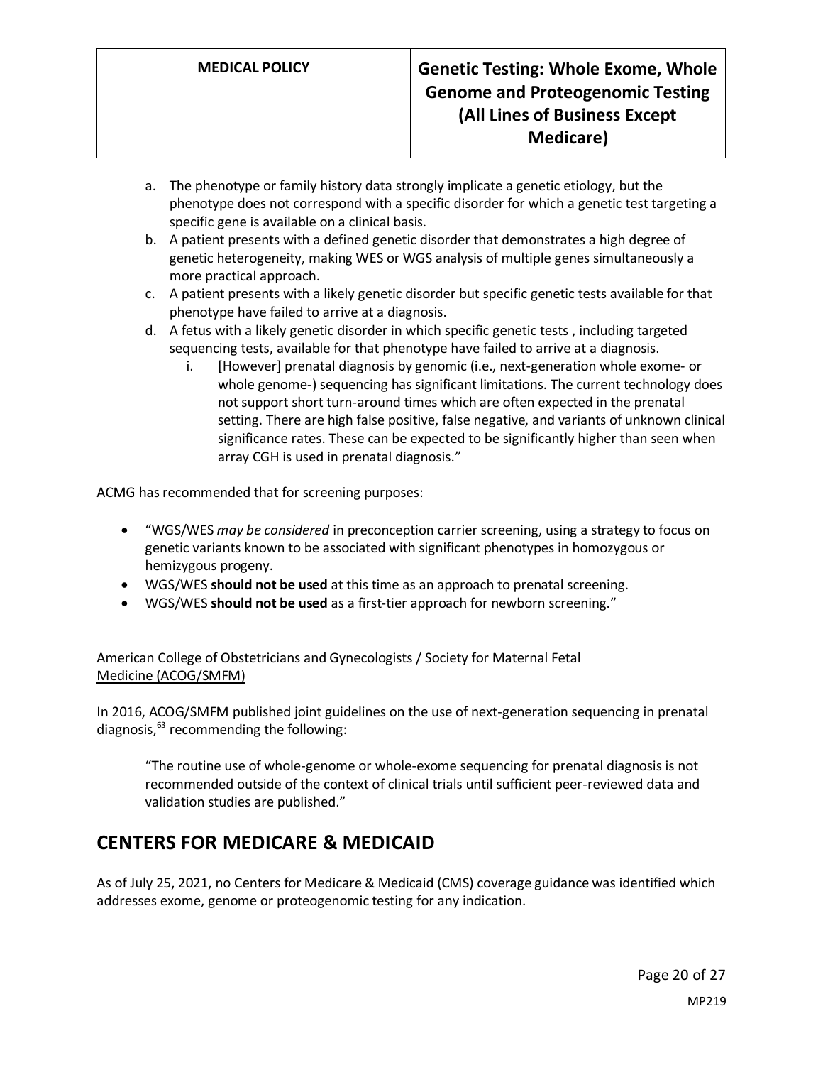a. The phenotype or family history data strongly implicate a genetic etiology, but the phenotype does not correspond with a specific disorder for which a genetic test targeting a specific gene is available on a clinical basis.
b. A patient presents with a defined genetic disorder that demonstrates a high degree of genetic heterogeneity, making WES or WGS analysis of multiple genes simultaneously a more practical approach.
c. A patient presents with a likely genetic disorder but specific genetic tests available for that phenotype have failed to arrive at a diagnosis.
d. A fetus with a likely genetic disorder in which specific genetic tests , including targeted sequencing tests, available for that phenotype have failed to arrive at a diagnosis.
    i. [However] prenatal diagnosis by genomic (i.e., next-generation whole exome- or whole genome-) sequencing has significant limitations. The current technology does not support short turn-around times which are often expected in the prenatal setting. There are high false positive, false negative, and variants of unknown clinical significance rates. These can be expected to be significantly higher than seen when array CGH is used in prenatal diagnosis."

ACMG has recommended that for screening purposes:

- "WGS/WES *may be considered* in preconception carrier screening, using a strategy to focus on genetic variants known to be associated with significant phenotypes in homozygous or hemizygous progeny.
- WGS/WES **should not be used** at this time as an approach to prenatal screening.
- WGS/WES **should not be used** as a first-tier approach for newborn screening."

American College of Obstetricians and Gynecologists / Society for Maternal Fetal Medicine (ACOG/SMFM)

In 2016, ACOG/SMFM published joint guidelines on the use of next-generation sequencing in prenatal diagnosis,[63] recommending the following:

> "The routine use of whole-genome or whole-exome sequencing for prenatal diagnosis is not recommended outside of the context of clinical trials until sufficient peer-reviewed data and validation studies are published."

## CENTERS FOR MEDICARE & MEDICAID

As of July 25, 2021, no Centers for Medicare & Medicaid (CMS) coverage guidance was identified which addresses exome, genome or proteogenomic testing for any indication.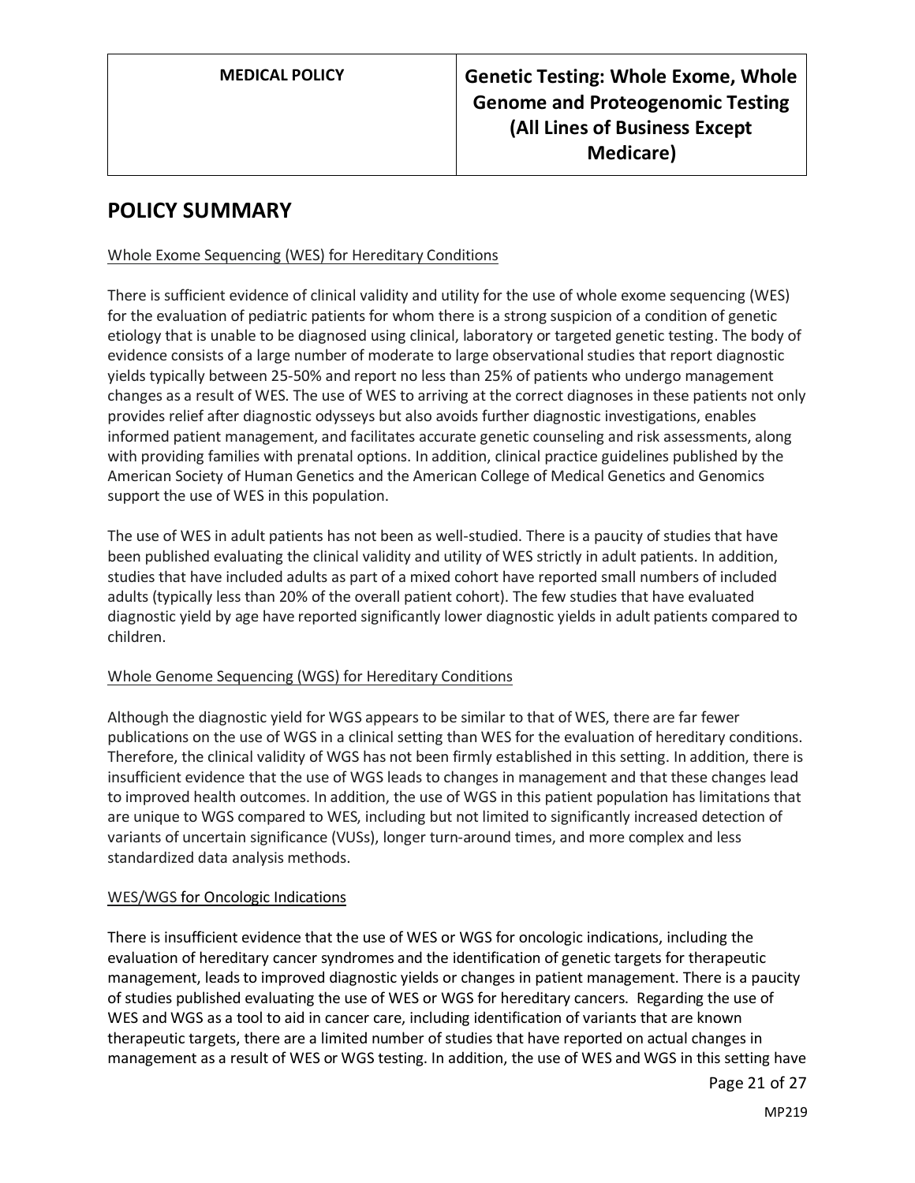## POLICY SUMMARY

Whole Exome Sequencing (WES) for Hereditary Conditions

There is sufficient evidence of clinical validity and utility for the use of whole exome sequencing (WES) for the evaluation of pediatric patients for whom there is a strong suspicion of a condition of genetic etiology that is unable to be diagnosed using clinical, laboratory or targeted genetic testing. The body of evidence consists of a large number of moderate to large observational studies that report diagnostic yields typically between 25-50% and report no less than 25% of patients who undergo management changes as a result of WES. The use of WES to arriving at the correct diagnoses in these patients not only provides relief after diagnostic odysseys but also avoids further diagnostic investigations, enables informed patient management, and facilitates accurate genetic counseling and risk assessments, along with providing families with prenatal options. In addition, clinical practice guidelines published by the American Society of Human Genetics and the American College of Medical Genetics and Genomics support the use of WES in this population.

The use of WES in adult patients has not been as well-studied. There is a paucity of studies that have been published evaluating the clinical validity and utility of WES strictly in adult patients. In addition, studies that have included adults as part of a mixed cohort have reported small numbers of included adults (typically less than 20% of the overall patient cohort). The few studies that have evaluated diagnostic yield by age have reported significantly lower diagnostic yields in adult patients compared to children.

Whole Genome Sequencing (WGS) for Hereditary Conditions

Although the diagnostic yield for WGS appears to be similar to that of WES, there are far fewer publications on the use of WGS in a clinical setting than WES for the evaluation of hereditary conditions. Therefore, the clinical validity of WGS has not been firmly established in this setting. In addition, there is insufficient evidence that the use of WGS leads to changes in management and that these changes lead to improved health outcomes. In addition, the use of WGS in this patient population has limitations that are unique to WGS compared to WES, including but not limited to significantly increased detection of variants of uncertain significance (VUSs), longer turn-around times, and more complex and less standardized data analysis methods.

WES/WGS for Oncologic Indications

There is insufficient evidence that the use of WES or WGS for oncologic indications, including the evaluation of hereditary cancer syndromes and the identification of genetic targets for therapeutic management, leads to improved diagnostic yields or changes in patient management. There is a paucity of studies published evaluating the use of WES or WGS for hereditary cancers. Regarding the use of WES and WGS as a tool to aid in cancer care, including identification of variants that are known therapeutic targets, there are a limited number of studies that have reported on actual changes in management as a result of WES or WGS testing. In addition, the use of WES and WGS in this setting have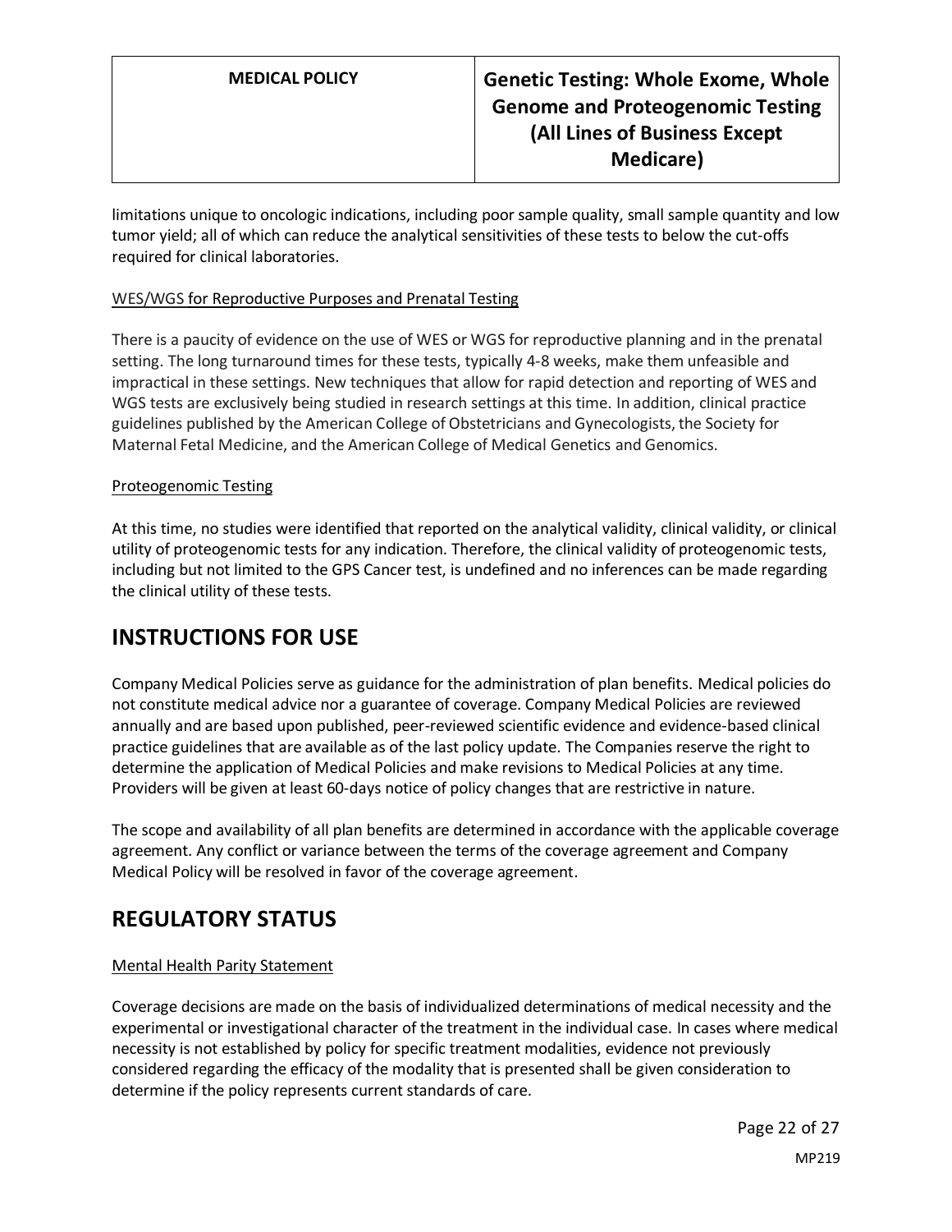limitations unique to oncologic indications, including poor sample quality, small sample quantity and low tumor yield; all of which can reduce the analytical sensitivities of these tests to below the cut-offs required for clinical laboratories.

WES/WGS for Reproductive Purposes and Prenatal Testing

There is a paucity of evidence on the use of WES or WGS for reproductive planning and in the prenatal setting. The long turnaround times for these tests, typically 4-8 weeks, make them unfeasible and impractical in these settings. New techniques that allow for rapid detection and reporting of WES and WGS tests are exclusively being studied in research settings at this time. In addition, clinical practice guidelines published by the American College of Obstetricians and Gynecologists, the Society for Maternal Fetal Medicine, and the American College of Medical Genetics and Genomics.

Proteogenomic Testing

At this time, no studies were identified that reported on the analytical validity, clinical validity, or clinical utility of proteogenomic tests for any indication. Therefore, the clinical validity of proteogenomic tests, including but not limited to the GPS Cancer test, is undefined and no inferences can be made regarding the clinical utility of these tests.

# INSTRUCTIONS FOR USE

Company Medical Policies serve as guidance for the administration of plan benefits. Medical policies do not constitute medical advice nor a guarantee of coverage. Company Medical Policies are reviewed annually and are based upon published, peer-reviewed scientific evidence and evidence-based clinical practice guidelines that are available as of the last policy update. The Companies reserve the right to determine the application of Medical Policies and make revisions to Medical Policies at any time. Providers will be given at least 60-days notice of policy changes that are restrictive in nature.

The scope and availability of all plan benefits are determined in accordance with the applicable coverage agreement. Any conflict or variance between the terms of the coverage agreement and Company Medical Policy will be resolved in favor of the coverage agreement.

# REGULATORY STATUS

Mental Health Parity Statement

Coverage decisions are made on the basis of individualized determinations of medical necessity and the experimental or investigational character of the treatment in the individual case. In cases where medical necessity is not established by policy for specific treatment modalities, evidence not previously considered regarding the efficacy of the modality that is presented shall be given consideration to determine if the policy represents current standards of care.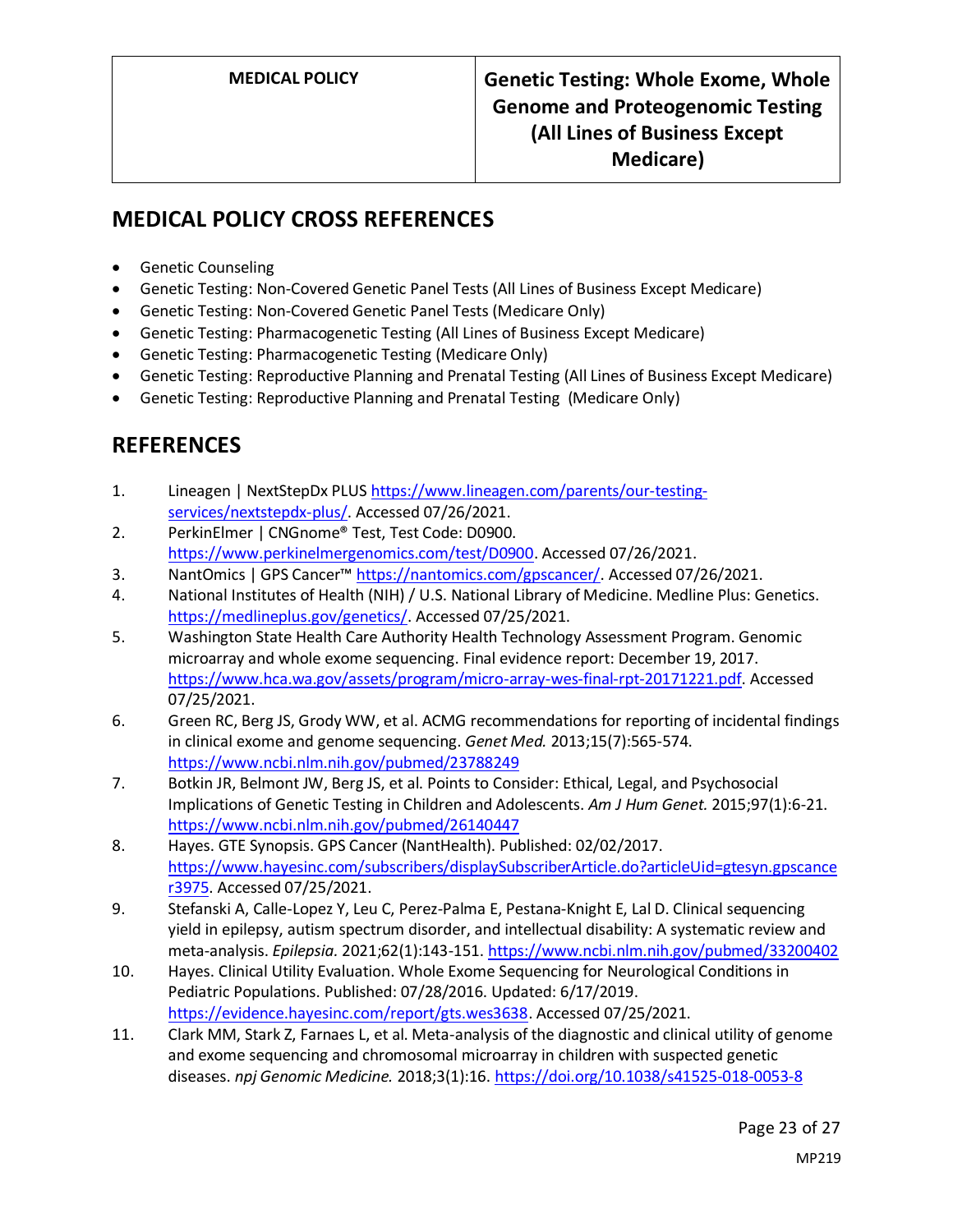## MEDICAL POLICY CROSS REFERENCES

- Genetic Counseling
- Genetic Testing: Non-Covered Genetic Panel Tests (All Lines of Business Except Medicare)
- Genetic Testing: Non-Covered Genetic Panel Tests (Medicare Only)
- Genetic Testing: Pharmacogenetic Testing (All Lines of Business Except Medicare)
- Genetic Testing: Pharmacogenetic Testing (Medicare Only)
- Genetic Testing: Reproductive Planning and Prenatal Testing (All Lines of Business Except Medicare)
- Genetic Testing: Reproductive Planning and Prenatal Testing (Medicare Only)

## REFERENCES

1. Lineagen | NextStepDx PLUS https://www.lineagen.com/parents/our-testing-services/nextstepdx-plus/. Accessed 07/26/2021.
2. PerkinElmer | CNGnome® Test, Test Code: D0900. https://www.perkinelmergenomics.com/test/D0900. Accessed 07/26/2021.
3. NantOmics | GPS Cancer™ https://nantomics.com/gpscancer/. Accessed 07/26/2021.
4. National Institutes of Health (NIH) / U.S. National Library of Medicine. Medline Plus: Genetics. https://medlineplus.gov/genetics/. Accessed 07/25/2021.
5. Washington State Health Care Authority Health Technology Assessment Program. Genomic microarray and whole exome sequencing. Final evidence report: December 19, 2017. https://www.hca.wa.gov/assets/program/micro-array-wes-final-rpt-20171221.pdf. Accessed 07/25/2021.
6. Green RC, Berg JS, Grody WW, et al. ACMG recommendations for reporting of incidental findings in clinical exome and genome sequencing. *Genet Med.* 2013;15(7):565-574. https://www.ncbi.nlm.nih.gov/pubmed/23788249
7. Botkin JR, Belmont JW, Berg JS, et al. Points to Consider: Ethical, Legal, and Psychosocial Implications of Genetic Testing in Children and Adolescents. *Am J Hum Genet.* 2015;97(1):6-21. https://www.ncbi.nlm.nih.gov/pubmed/26140447
8. Hayes. GTE Synopsis. GPS Cancer (NantHealth). Published: 02/02/2017. https://www.hayesinc.com/subscribers/displaySubscriberArticle.do?articleUid=gtesyn.gpscancer3975. Accessed 07/25/2021.
9. Stefanski A, Calle-Lopez Y, Leu C, Perez-Palma E, Pestana-Knight E, Lal D. Clinical sequencing yield in epilepsy, autism spectrum disorder, and intellectual disability: A systematic review and meta-analysis. *Epilepsia.* 2021;62(1):143-151. https://www.ncbi.nlm.nih.gov/pubmed/33200402
10. Hayes. Clinical Utility Evaluation. Whole Exome Sequencing for Neurological Conditions in Pediatric Populations. Published: 07/28/2016. Updated: 6/17/2019. https://evidence.hayesinc.com/report/gts.wes3638. Accessed 07/25/2021.
11. Clark MM, Stark Z, Farnaes L, et al. Meta-analysis of the diagnostic and clinical utility of genome and exome sequencing and chromosomal microarray in children with suspected genetic diseases. *npj Genomic Medicine.* 2018;3(1):16. https://doi.org/10.1038/s41525-018-0053-8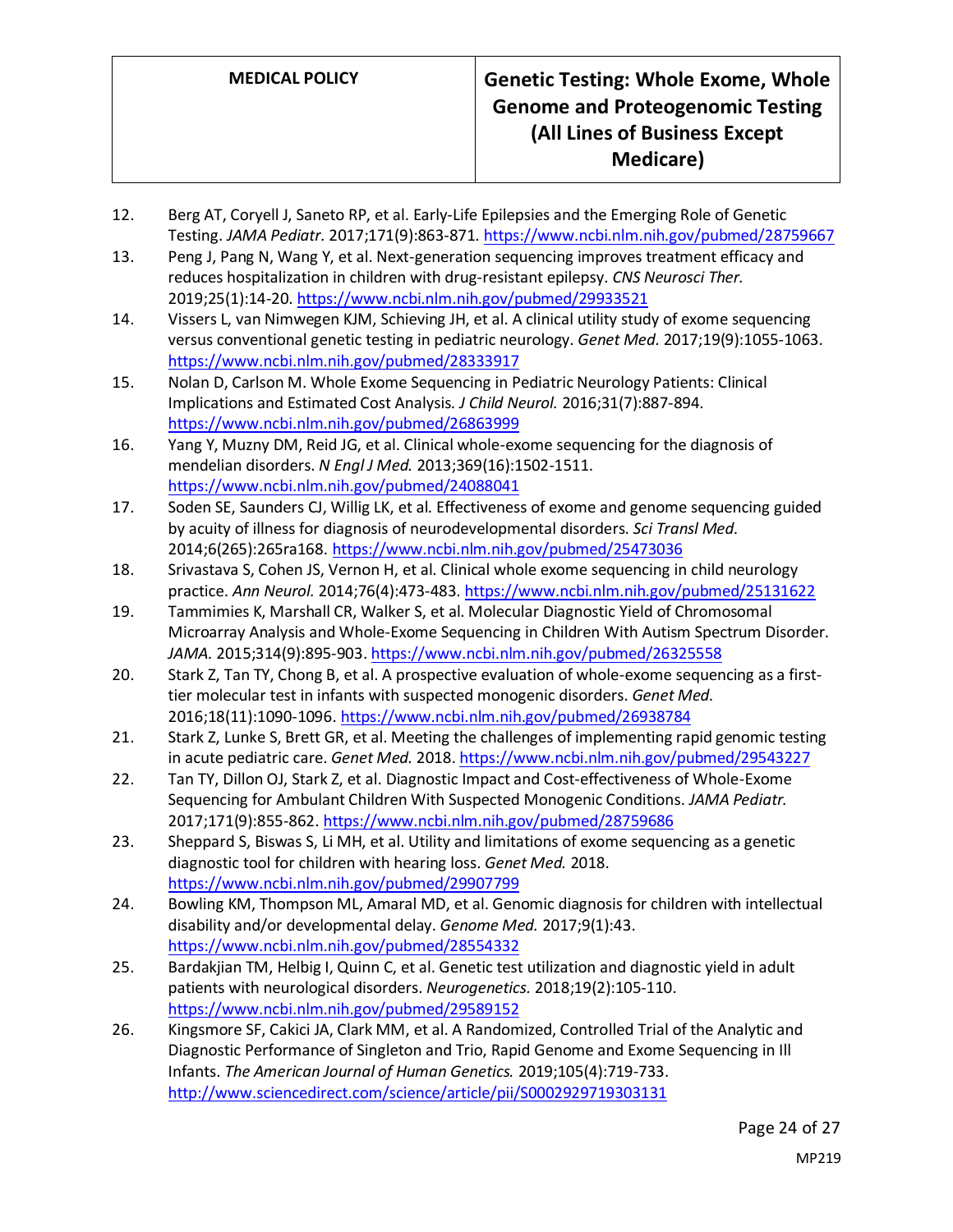12. Berg AT, Coryell J, Saneto RP, et al. Early-Life Epilepsies and the Emerging Role of Genetic Testing. *JAMA Pediatr.* 2017;171(9):863-871. https://www.ncbi.nlm.nih.gov/pubmed/28759667
13. Peng J, Pang N, Wang Y, et al. Next-generation sequencing improves treatment efficacy and reduces hospitalization in children with drug-resistant epilepsy. *CNS Neurosci Ther.* 2019;25(1):14-20. https://www.ncbi.nlm.nih.gov/pubmed/29933521
14. Vissers L, van Nimwegen KJM, Schieving JH, et al. A clinical utility study of exome sequencing versus conventional genetic testing in pediatric neurology. *Genet Med.* 2017;19(9):1055-1063. https://www.ncbi.nlm.nih.gov/pubmed/28333917
15. Nolan D, Carlson M. Whole Exome Sequencing in Pediatric Neurology Patients: Clinical Implications and Estimated Cost Analysis. *J Child Neurol.* 2016;31(7):887-894. https://www.ncbi.nlm.nih.gov/pubmed/26863999
16. Yang Y, Muzny DM, Reid JG, et al. Clinical whole-exome sequencing for the diagnosis of mendelian disorders. *N Engl J Med.* 2013;369(16):1502-1511. https://www.ncbi.nlm.nih.gov/pubmed/24088041
17. Soden SE, Saunders CJ, Willig LK, et al. Effectiveness of exome and genome sequencing guided by acuity of illness for diagnosis of neurodevelopmental disorders. *Sci Transl Med.* 2014;6(265):265ra168. https://www.ncbi.nlm.nih.gov/pubmed/25473036
18. Srivastava S, Cohen JS, Vernon H, et al. Clinical whole exome sequencing in child neurology practice. *Ann Neurol.* 2014;76(4):473-483. https://www.ncbi.nlm.nih.gov/pubmed/25131622
19. Tammimies K, Marshall CR, Walker S, et al. Molecular Diagnostic Yield of Chromosomal Microarray Analysis and Whole-Exome Sequencing in Children With Autism Spectrum Disorder. *JAMA.* 2015;314(9):895-903. https://www.ncbi.nlm.nih.gov/pubmed/26325558
20. Stark Z, Tan TY, Chong B, et al. A prospective evaluation of whole-exome sequencing as a first-tier molecular test in infants with suspected monogenic disorders. *Genet Med.* 2016;18(11):1090-1096. https://www.ncbi.nlm.nih.gov/pubmed/26938784
21. Stark Z, Lunke S, Brett GR, et al. Meeting the challenges of implementing rapid genomic testing in acute pediatric care. *Genet Med.* 2018. https://www.ncbi.nlm.nih.gov/pubmed/29543227
22. Tan TY, Dillon OJ, Stark Z, et al. Diagnostic Impact and Cost-effectiveness of Whole-Exome Sequencing for Ambulant Children With Suspected Monogenic Conditions. *JAMA Pediatr.* 2017;171(9):855-862. https://www.ncbi.nlm.nih.gov/pubmed/28759686
23. Sheppard S, Biswas S, Li MH, et al. Utility and limitations of exome sequencing as a genetic diagnostic tool for children with hearing loss. *Genet Med.* 2018. https://www.ncbi.nlm.nih.gov/pubmed/29907799
24. Bowling KM, Thompson ML, Amaral MD, et al. Genomic diagnosis for children with intellectual disability and/or developmental delay. *Genome Med.* 2017;9(1):43. https://www.ncbi.nlm.nih.gov/pubmed/28554332
25. Bardakjian TM, Helbig I, Quinn C, et al. Genetic test utilization and diagnostic yield in adult patients with neurological disorders. *Neurogenetics.* 2018;19(2):105-110. https://www.ncbi.nlm.nih.gov/pubmed/29589152
26. Kingsmore SF, Cakici JA, Clark MM, et al. A Randomized, Controlled Trial of the Analytic and Diagnostic Performance of Singleton and Trio, Rapid Genome and Exome Sequencing in Ill Infants. *The American Journal of Human Genetics.* 2019;105(4):719-733. http://www.sciencedirect.com/science/article/pii/S0002929719303131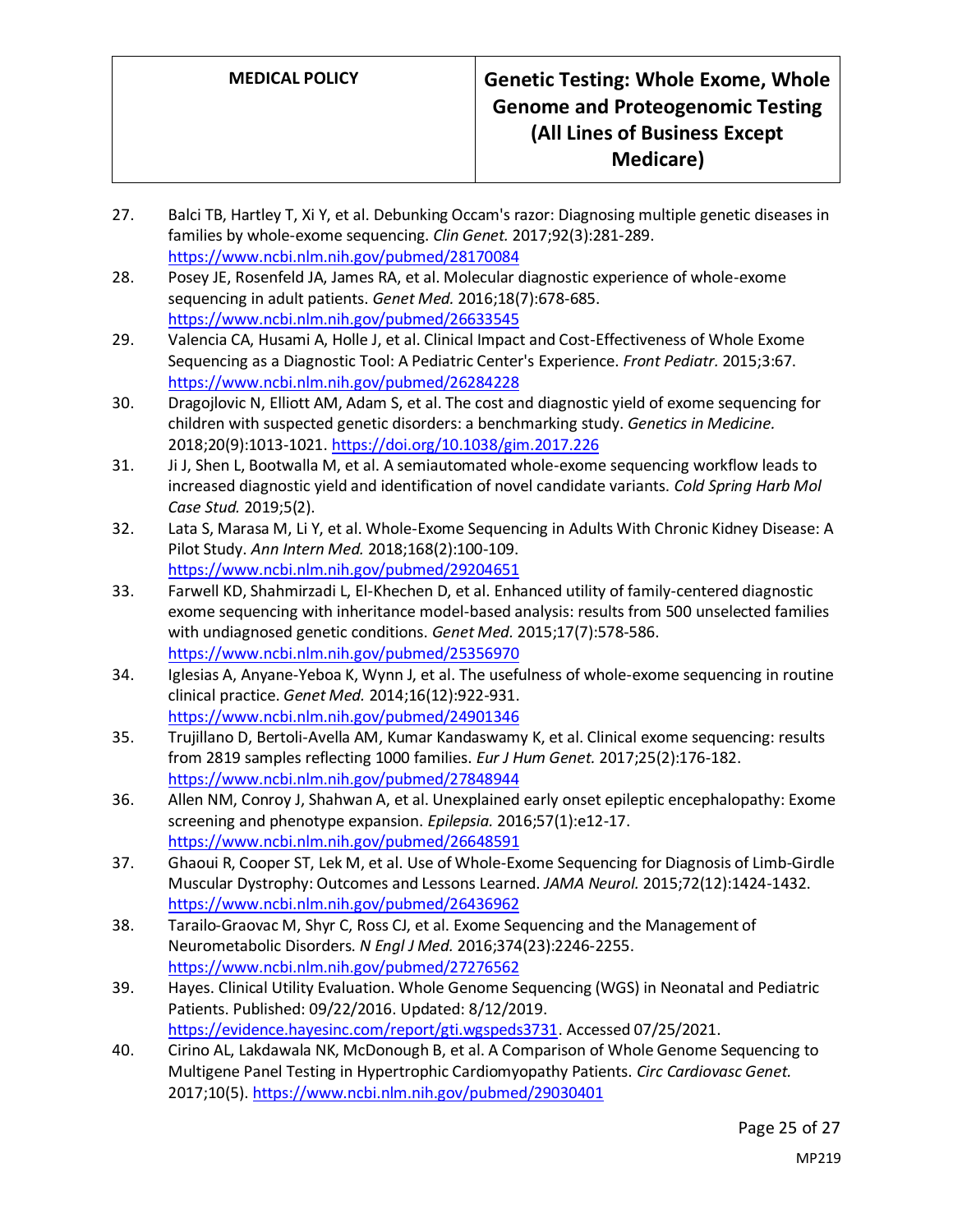27. Balci TB, Hartley T, Xi Y, et al. Debunking Occam's razor: Diagnosing multiple genetic diseases in families by whole-exome sequencing. *Clin Genet.* 2017;92(3):281-289. https://www.ncbi.nlm.nih.gov/pubmed/28170084
28. Posey JE, Rosenfeld JA, James RA, et al. Molecular diagnostic experience of whole-exome sequencing in adult patients. *Genet Med.* 2016;18(7):678-685. https://www.ncbi.nlm.nih.gov/pubmed/26633545
29. Valencia CA, Husami A, Holle J, et al. Clinical Impact and Cost-Effectiveness of Whole Exome Sequencing as a Diagnostic Tool: A Pediatric Center's Experience. *Front Pediatr.* 2015;3:67. https://www.ncbi.nlm.nih.gov/pubmed/26284228
30. Dragojlovic N, Elliott AM, Adam S, et al. The cost and diagnostic yield of exome sequencing for children with suspected genetic disorders: a benchmarking study. *Genetics in Medicine.* 2018;20(9):1013-1021. https://doi.org/10.1038/gim.2017.226
31. Ji J, Shen L, Bootwalla M, et al. A semiautomated whole-exome sequencing workflow leads to increased diagnostic yield and identification of novel candidate variants. *Cold Spring Harb Mol Case Stud.* 2019;5(2).
32. Lata S, Marasa M, Li Y, et al. Whole-Exome Sequencing in Adults With Chronic Kidney Disease: A Pilot Study. *Ann Intern Med.* 2018;168(2):100-109. https://www.ncbi.nlm.nih.gov/pubmed/29204651
33. Farwell KD, Shahmirzadi L, El-Khechen D, et al. Enhanced utility of family-centered diagnostic exome sequencing with inheritance model-based analysis: results from 500 unselected families with undiagnosed genetic conditions. *Genet Med.* 2015;17(7):578-586. https://www.ncbi.nlm.nih.gov/pubmed/25356970
34. Iglesias A, Anyane-Yeboa K, Wynn J, et al. The usefulness of whole-exome sequencing in routine clinical practice. *Genet Med.* 2014;16(12):922-931. https://www.ncbi.nlm.nih.gov/pubmed/24901346
35. Trujillano D, Bertoli-Avella AM, Kumar Kandaswamy K, et al. Clinical exome sequencing: results from 2819 samples reflecting 1000 families. *Eur J Hum Genet.* 2017;25(2):176-182. https://www.ncbi.nlm.nih.gov/pubmed/27848944
36. Allen NM, Conroy J, Shahwan A, et al. Unexplained early onset epileptic encephalopathy: Exome screening and phenotype expansion. *Epilepsia.* 2016;57(1):e12-17. https://www.ncbi.nlm.nih.gov/pubmed/26648591
37. Ghaoui R, Cooper ST, Lek M, et al. Use of Whole-Exome Sequencing for Diagnosis of Limb-Girdle Muscular Dystrophy: Outcomes and Lessons Learned. *JAMA Neurol.* 2015;72(12):1424-1432. https://www.ncbi.nlm.nih.gov/pubmed/26436962
38. Tarailo-Graovac M, Shyr C, Ross CJ, et al. Exome Sequencing and the Management of Neurometabolic Disorders. *N Engl J Med.* 2016;374(23):2246-2255. https://www.ncbi.nlm.nih.gov/pubmed/27276562
39. Hayes. Clinical Utility Evaluation. Whole Genome Sequencing (WGS) in Neonatal and Pediatric Patients. Published: 09/22/2016. Updated: 8/12/2019. https://evidence.hayesinc.com/report/gti.wgspeds3731. Accessed 07/25/2021.
40. Cirino AL, Lakdawala NK, McDonough B, et al. A Comparison of Whole Genome Sequencing to Multigene Panel Testing in Hypertrophic Cardiomyopathy Patients. *Circ Cardiovasc Genet.* 2017;10(5). https://www.ncbi.nlm.nih.gov/pubmed/29030401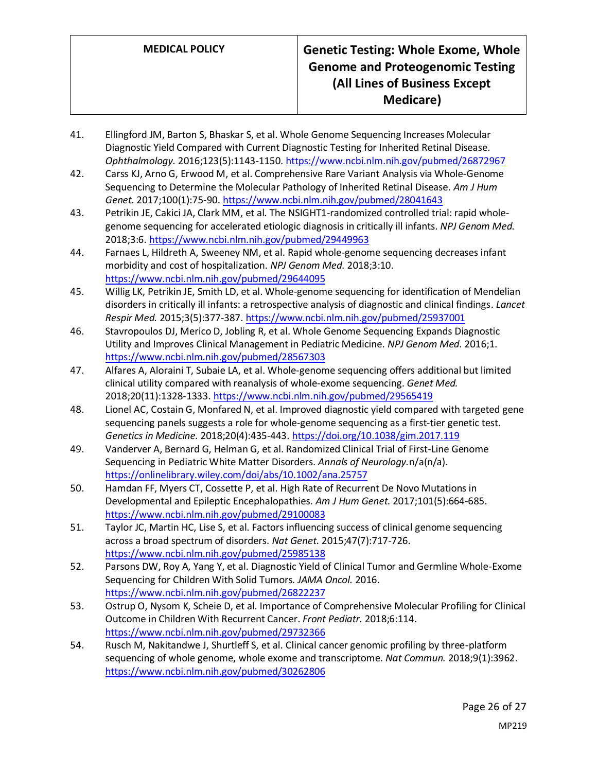41. Ellingford JM, Barton S, Bhaskar S, et al. Whole Genome Sequencing Increases Molecular Diagnostic Yield Compared with Current Diagnostic Testing for Inherited Retinal Disease. *Ophthalmology.* 2016;123(5):1143-1150. https://www.ncbi.nlm.nih.gov/pubmed/26872967
42. Carss KJ, Arno G, Erwood M, et al. Comprehensive Rare Variant Analysis via Whole-Genome Sequencing to Determine the Molecular Pathology of Inherited Retinal Disease. *Am J Hum Genet.* 2017;100(1):75-90. https://www.ncbi.nlm.nih.gov/pubmed/28041643
43. Petrikin JE, Cakici JA, Clark MM, et al. The NSIGHT1-randomized controlled trial: rapid whole-genome sequencing for accelerated etiologic diagnosis in critically ill infants. *NPJ Genom Med.* 2018;3:6. https://www.ncbi.nlm.nih.gov/pubmed/29449963
44. Farnaes L, Hildreth A, Sweeney NM, et al. Rapid whole-genome sequencing decreases infant morbidity and cost of hospitalization. *NPJ Genom Med.* 2018;3:10. https://www.ncbi.nlm.nih.gov/pubmed/29644095
45. Willig LK, Petrikin JE, Smith LD, et al. Whole-genome sequencing for identification of Mendelian disorders in critically ill infants: a retrospective analysis of diagnostic and clinical findings. *Lancet Respir Med.* 2015;3(5):377-387. https://www.ncbi.nlm.nih.gov/pubmed/25937001
46. Stavropoulos DJ, Merico D, Jobling R, et al. Whole Genome Sequencing Expands Diagnostic Utility and Improves Clinical Management in Pediatric Medicine. *NPJ Genom Med.* 2016;1. https://www.ncbi.nlm.nih.gov/pubmed/28567303
47. Alfares A, Aloraini T, Subaie LA, et al. Whole-genome sequencing offers additional but limited clinical utility compared with reanalysis of whole-exome sequencing. *Genet Med.* 2018;20(11):1328-1333. https://www.ncbi.nlm.nih.gov/pubmed/29565419
48. Lionel AC, Costain G, Monfared N, et al. Improved diagnostic yield compared with targeted gene sequencing panels suggests a role for whole-genome sequencing as a first-tier genetic test. *Genetics in Medicine.* 2018;20(4):435-443. https://doi.org/10.1038/gim.2017.119
49. Vanderver A, Bernard G, Helman G, et al. Randomized Clinical Trial of First-Line Genome Sequencing in Pediatric White Matter Disorders. *Annals of Neurology.*n/a(n/a). https://onlinelibrary.wiley.com/doi/abs/10.1002/ana.25757
50. Hamdan FF, Myers CT, Cossette P, et al. High Rate of Recurrent De Novo Mutations in Developmental and Epileptic Encephalopathies. *Am J Hum Genet.* 2017;101(5):664-685. https://www.ncbi.nlm.nih.gov/pubmed/29100083
51. Taylor JC, Martin HC, Lise S, et al. Factors influencing success of clinical genome sequencing across a broad spectrum of disorders. *Nat Genet.* 2015;47(7):717-726. https://www.ncbi.nlm.nih.gov/pubmed/25985138
52. Parsons DW, Roy A, Yang Y, et al. Diagnostic Yield of Clinical Tumor and Germline Whole-Exome Sequencing for Children With Solid Tumors. *JAMA Oncol.* 2016. https://www.ncbi.nlm.nih.gov/pubmed/26822237
53. Ostrup O, Nysom K, Scheie D, et al. Importance of Comprehensive Molecular Profiling for Clinical Outcome in Children With Recurrent Cancer. *Front Pediatr.* 2018;6:114. https://www.ncbi.nlm.nih.gov/pubmed/29732366
54. Rusch M, Nakitandwe J, Shurtleff S, et al. Clinical cancer genomic profiling by three-platform sequencing of whole genome, whole exome and transcriptome. *Nat Commun.* 2018;9(1):3962. https://www.ncbi.nlm.nih.gov/pubmed/30262806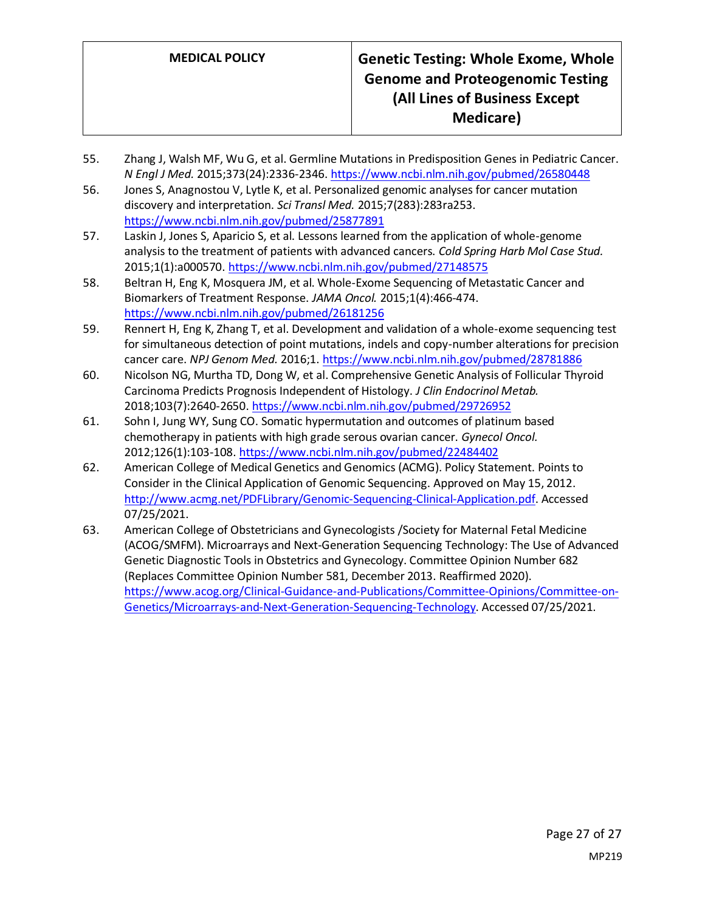55. Zhang J, Walsh MF, Wu G, et al. Germline Mutations in Predisposition Genes in Pediatric Cancer. *N Engl J Med.* 2015;373(24):2336-2346. https://www.ncbi.nlm.nih.gov/pubmed/26580448
56. Jones S, Anagnostou V, Lytle K, et al. Personalized genomic analyses for cancer mutation discovery and interpretation. *Sci Transl Med.* 2015;7(283):283ra253. https://www.ncbi.nlm.nih.gov/pubmed/25877891
57. Laskin J, Jones S, Aparicio S, et al. Lessons learned from the application of whole-genome analysis to the treatment of patients with advanced cancers. *Cold Spring Harb Mol Case Stud.* 2015;1(1):a000570. https://www.ncbi.nlm.nih.gov/pubmed/27148575
58. Beltran H, Eng K, Mosquera JM, et al. Whole-Exome Sequencing of Metastatic Cancer and Biomarkers of Treatment Response. *JAMA Oncol.* 2015;1(4):466-474. https://www.ncbi.nlm.nih.gov/pubmed/26181256
59. Rennert H, Eng K, Zhang T, et al. Development and validation of a whole-exome sequencing test for simultaneous detection of point mutations, indels and copy-number alterations for precision cancer care. *NPJ Genom Med.* 2016;1. https://www.ncbi.nlm.nih.gov/pubmed/28781886
60. Nicolson NG, Murtha TD, Dong W, et al. Comprehensive Genetic Analysis of Follicular Thyroid Carcinoma Predicts Prognosis Independent of Histology. *J Clin Endocrinol Metab.* 2018;103(7):2640-2650. https://www.ncbi.nlm.nih.gov/pubmed/29726952
61. Sohn I, Jung WY, Sung CO. Somatic hypermutation and outcomes of platinum based chemotherapy in patients with high grade serous ovarian cancer. *Gynecol Oncol.* 2012;126(1):103-108. https://www.ncbi.nlm.nih.gov/pubmed/22484402
62. American College of Medical Genetics and Genomics (ACMG). Policy Statement. Points to Consider in the Clinical Application of Genomic Sequencing. Approved on May 15, 2012. http://www.acmg.net/PDFLibrary/Genomic-Sequencing-Clinical-Application.pdf. Accessed 07/25/2021.
63. American College of Obstetricians and Gynecologists /Society for Maternal Fetal Medicine (ACOG/SMFM). Microarrays and Next-Generation Sequencing Technology: The Use of Advanced Genetic Diagnostic Tools in Obstetrics and Gynecology. Committee Opinion Number 682 (Replaces Committee Opinion Number 581, December 2013. Reaffirmed 2020). https://www.acog.org/Clinical-Guidance-and-Publications/Committee-Opinions/Committee-on-Genetics/Microarrays-and-Next-Generation-Sequencing-Technology. Accessed 07/25/2021.